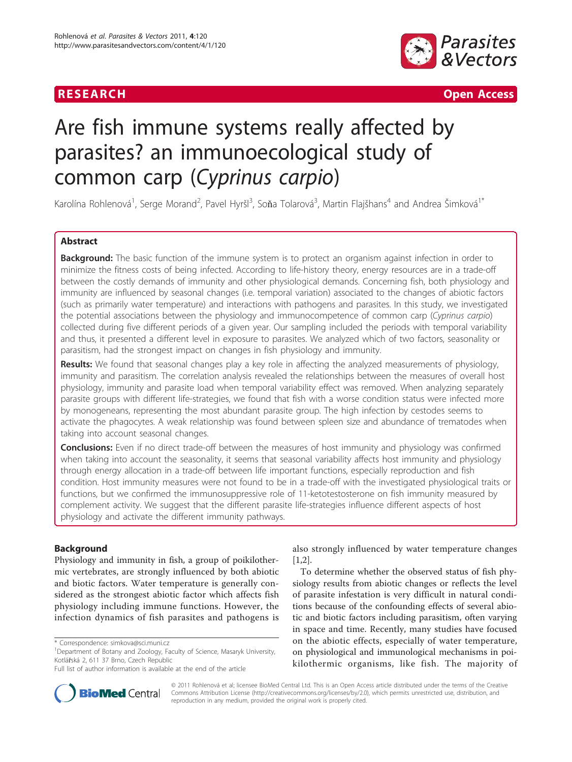RESEARCH Open Access

# Are fish immune systems really affected by parasites? an immunoecological study of common carp (*Cyprinus carpio*)

Karolína Rohlenová[1], Serge Morand[2], Pavel Hyršl[3], Soňa Tolarová[3], Martin Flajšhans[4] and Andrea Šimková[1*]

## Abstract

**Background:** The basic function of the immune system is to protect an organism against infection in order to minimize the fitness costs of being infected. According to life-history theory, energy resources are in a trade-off between the costly demands of immunity and other physiological demands. Concerning fish, both physiology and immunity are influenced by seasonal changes (i.e. temporal variation) associated to the changes of abiotic factors (such as primarily water temperature) and interactions with pathogens and parasites. In this study, we investigated the potential associations between the physiology and immunocompetence of common carp (*Cyprinus carpio*) collected during five different periods of a given year. Our sampling included the periods with temporal variability and thus, it presented a different level in exposure to parasites. We analyzed which of two factors, seasonality or parasitism, had the strongest impact on changes in fish physiology and immunity.

**Results:** We found that seasonal changes play a key role in affecting the analyzed measurements of physiology, immunity and parasitism. The correlation analysis revealed the relationships between the measures of overall host physiology, immunity and parasite load when temporal variability effect was removed. When analyzing separately parasite groups with different life-strategies, we found that fish with a worse condition status were infected more by monogeneans, representing the most abundant parasite group. The high infection by cestodes seems to activate the phagocytes. A weak relationship was found between spleen size and abundance of trematodes when taking into account seasonal changes.

**Conclusions:** Even if no direct trade-off between the measures of host immunity and physiology was confirmed when taking into account the seasonality, it seems that seasonal variability affects host immunity and physiology through energy allocation in a trade-off between life important functions, especially reproduction and fish condition. Host immunity measures were not found to be in a trade-off with the investigated physiological traits or functions, but we confirmed the immunosuppressive role of 11-ketotestosterone on fish immunity measured by complement activity. We suggest that the different parasite life-strategies influence different aspects of host physiology and activate the different immunity pathways.

## Background

Physiology and immunity in fish, a group of poikilothermic vertebrates, are strongly influenced by both abiotic and biotic factors. Water temperature is generally considered as the strongest abiotic factor which affects fish physiology including immune functions. However, the infection dynamics of fish parasites and pathogens is also strongly influenced by water temperature changes [1,2].

To determine whether the observed status of fish physiology results from abiotic changes or reflects the level of parasite infestation is very difficult in natural conditions because of the confounding effects of several abiotic and biotic factors including parasitism, often varying in space and time. Recently, many studies have focused on the abiotic effects, especially of water temperature, on physiological and immunological mechanisms in poikilothermic organisms, like fish. The majority of

\* Correspondence: simkova@sci.muni.cz
[1]Department of Botany and Zoology, Faculty of Science, Masaryk University, Kotlářská 2, 611 37 Brno, Czech Republic
Full list of author information is available at the end of the article

© 2011 Rohlenová et al; licensee BioMed Central Ltd. This is an Open Access article distributed under the terms of the Creative Commons Attribution License (http://creativecommons.org/licenses/by/2.0), which permits unrestricted use, distribution, and reproduction in any medium, provided the original work is properly cited.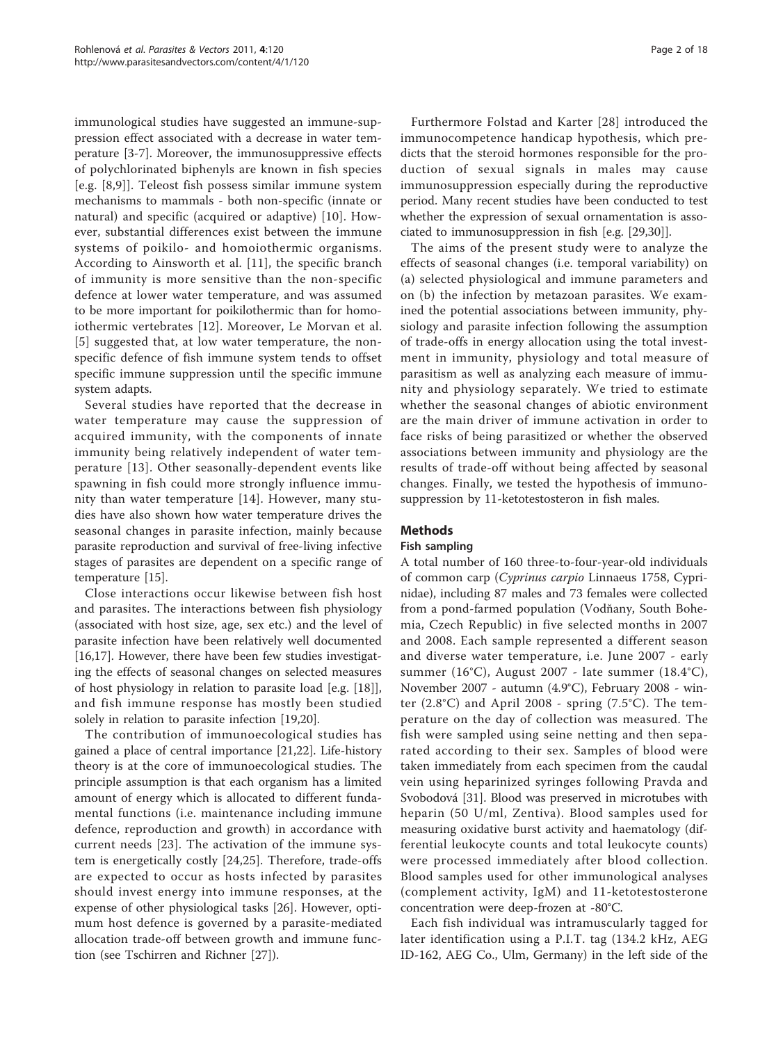immunological studies have suggested an immune-suppression effect associated with a decrease in water temperature [3-7]. Moreover, the immunosuppressive effects of polychlorinated biphenyls are known in fish species [e.g. [8,9]]. Teleost fish possess similar immune system mechanisms to mammals - both non-specific (innate or natural) and specific (acquired or adaptive) [10]. However, substantial differences exist between the immune systems of poikilo- and homoiothermic organisms. According to Ainsworth et al. [11], the specific branch of immunity is more sensitive than the non-specific defence at lower water temperature, and was assumed to be more important for poikilothermic than for homoiothermic vertebrates [12]. Moreover, Le Morvan et al. [5] suggested that, at low water temperature, the non-specific defence of fish immune system tends to offset specific immune suppression until the specific immune system adapts.

Several studies have reported that the decrease in water temperature may cause the suppression of acquired immunity, with the components of innate immunity being relatively independent of water temperature [13]. Other seasonally-dependent events like spawning in fish could more strongly influence immunity than water temperature [14]. However, many studies have also shown how water temperature drives the seasonal changes in parasite infection, mainly because parasite reproduction and survival of free-living infective stages of parasites are dependent on a specific range of temperature [15].

Close interactions occur likewise between fish host and parasites. The interactions between fish physiology (associated with host size, age, sex etc.) and the level of parasite infection have been relatively well documented [16,17]. However, there have been few studies investigating the effects of seasonal changes on selected measures of host physiology in relation to parasite load [e.g. [18]], and fish immune response has mostly been studied solely in relation to parasite infection [19,20].

The contribution of immunoecological studies has gained a place of central importance [21,22]. Life-history theory is at the core of immunoecological studies. The principle assumption is that each organism has a limited amount of energy which is allocated to different fundamental functions (i.e. maintenance including immune defence, reproduction and growth) in accordance with current needs [23]. The activation of the immune system is energetically costly [24,25]. Therefore, trade-offs are expected to occur as hosts infected by parasites should invest energy into immune responses, at the expense of other physiological tasks [26]. However, optimum host defence is governed by a parasite-mediated allocation trade-off between growth and immune function (see Tschirren and Richner [27]).

Furthermore Folstad and Karter [28] introduced the immunocompetence handicap hypothesis, which predicts that the steroid hormones responsible for the production of sexual signals in males may cause immunosuppression especially during the reproductive period. Many recent studies have been conducted to test whether the expression of sexual ornamentation is associated to immunosuppression in fish [e.g. [29,30]].

The aims of the present study were to analyze the effects of seasonal changes (i.e. temporal variability) on (a) selected physiological and immune parameters and on (b) the infection by metazoan parasites. We examined the potential associations between immunity, physiology and parasite infection following the assumption of trade-offs in energy allocation using the total investment in immunity, physiology and total measure of parasitism as well as analyzing each measure of immunity and physiology separately. We tried to estimate whether the seasonal changes of abiotic environment are the main driver of immune activation in order to face risks of being parasitized or whether the observed associations between immunity and physiology are the results of trade-off without being affected by seasonal changes. Finally, we tested the hypothesis of immunosuppression by 11-ketotestosteron in fish males.

## Methods

### Fish sampling

A total number of 160 three-to-four-year-old individuals of common carp (*Cyprinus carpio* Linnaeus 1758, Cyprinidae), including 87 males and 73 females were collected from a pond-farmed population (Vodňany, South Bohemia, Czech Republic) in five selected months in 2007 and 2008. Each sample represented a different season and diverse water temperature, i.e. June 2007 - early summer (16°C), August 2007 - late summer (18.4°C), November 2007 - autumn (4.9°C), February 2008 - winter (2.8°C) and April 2008 - spring (7.5°C). The temperature on the day of collection was measured. The fish were sampled using seine netting and then separated according to their sex. Samples of blood were taken immediately from each specimen from the caudal vein using heparinized syringes following Pravda and Svobodová [31]. Blood was preserved in microtubes with heparin (50 U/ml, Zentiva). Blood samples used for measuring oxidative burst activity and haematology (differential leukocyte counts and total leukocyte counts) were processed immediately after blood collection. Blood samples used for other immunological analyses (complement activity, IgM) and 11-ketotestosterone concentration were deep-frozen at -80°C.

Each fish individual was intramuscularly tagged for later identification using a P.I.T. tag (134.2 kHz, AEG ID-162, AEG Co., Ulm, Germany) in the left side of the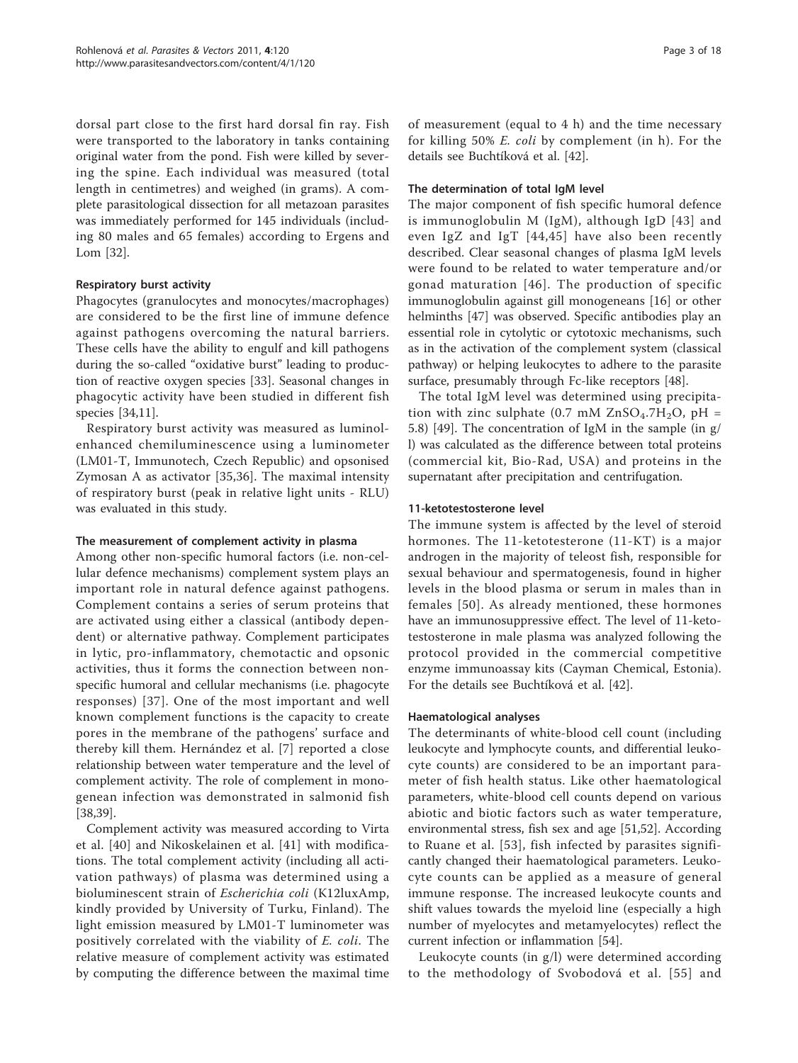dorsal part close to the first hard dorsal fin ray. Fish were transported to the laboratory in tanks containing original water from the pond. Fish were killed by severing the spine. Each individual was measured (total length in centimetres) and weighed (in grams). A complete parasitological dissection for all metazoan parasites was immediately performed for 145 individuals (including 80 males and 65 females) according to Ergens and Lom [32].

#### Respiratory burst activity

Phagocytes (granulocytes and monocytes/macrophages) are considered to be the first line of immune defence against pathogens overcoming the natural barriers. These cells have the ability to engulf and kill pathogens during the so-called "oxidative burst" leading to production of reactive oxygen species [33]. Seasonal changes in phagocytic activity have been studied in different fish species [34,11].

Respiratory burst activity was measured as luminol-enhanced chemiluminescence using a luminometer (LM01-T, Immunotech, Czech Republic) and opsonised Zymosan A as activator [35,36]. The maximal intensity of respiratory burst (peak in relative light units - RLU) was evaluated in this study.

#### The measurement of complement activity in plasma

Among other non-specific humoral factors (i.e. non-cellular defence mechanisms) complement system plays an important role in natural defence against pathogens. Complement contains a series of serum proteins that are activated using either a classical (antibody dependent) or alternative pathway. Complement participates in lytic, pro-inflammatory, chemotactic and opsonic activities, thus it forms the connection between non-specific humoral and cellular mechanisms (i.e. phagocyte responses) [37]. One of the most important and well known complement functions is the capacity to create pores in the membrane of the pathogens' surface and thereby kill them. Hernández et al. [7] reported a close relationship between water temperature and the level of complement activity. The role of complement in monogenean infection was demonstrated in salmonid fish [38,39].

Complement activity was measured according to Virta et al. [40] and Nikoskelainen et al. [41] with modifications. The total complement activity (including all activation pathways) of plasma was determined using a bioluminescent strain of *Escherichia coli* (K12luxAmp, kindly provided by University of Turku, Finland). The light emission measured by LM01-T luminometer was positively correlated with the viability of *E. coli*. The relative measure of complement activity was estimated by computing the difference between the maximal time of measurement (equal to 4 h) and the time necessary for killing 50% *E. coli* by complement (in h). For the details see Buchtíková et al. [42].

#### The determination of total IgM level

The major component of fish specific humoral defence is immunoglobulin M (IgM), although IgD [43] and even IgZ and IgT [44,45] have also been recently described. Clear seasonal changes of plasma IgM levels were found to be related to water temperature and/or gonad maturation [46]. The production of specific immunoglobulin against gill monogeneans [16] or other helminths [47] was observed. Specific antibodies play an essential role in cytolytic or cytotoxic mechanisms, such as in the activation of the complement system (classical pathway) or helping leukocytes to adhere to the parasite surface, presumably through Fc-like receptors [48].

The total IgM level was determined using precipitation with zinc sulphate (0.7 mM $ZnSO_4.7H_2O$, pH = 5.8) [49]. The concentration of IgM in the sample (in g/l) was calculated as the difference between total proteins (commercial kit, Bio-Rad, USA) and proteins in the supernatant after precipitation and centrifugation.

#### 11-ketotestosterone level

The immune system is affected by the level of steroid hormones. The 11-ketotesterone (11-KT) is a major androgen in the majority of teleost fish, responsible for sexual behaviour and spermatogenesis, found in higher levels in the blood plasma or serum in males than in females [50]. As already mentioned, these hormones have an immunosuppressive effect. The level of 11-ketotestosterone in male plasma was analyzed following the protocol provided in the commercial competitive enzyme immunoassay kits (Cayman Chemical, Estonia). For the details see Buchtíková et al. [42].

#### Haematological analyses

The determinants of white-blood cell count (including leukocyte and lymphocyte counts, and differential leukocyte counts) are considered to be an important parameter of fish health status. Like other haematological parameters, white-blood cell counts depend on various abiotic and biotic factors such as water temperature, environmental stress, fish sex and age [51,52]. According to Ruane et al. [53], fish infected by parasites significantly changed their haematological parameters. Leukocyte counts can be applied as a measure of general immune response. The increased leukocyte counts and shift values towards the myeloid line (especially a high number of myelocytes and metamyelocytes) reflect the current infection or inflammation [54].

Leukocyte counts (in g/l) were determined according to the methodology of Svobodová et al. [55] and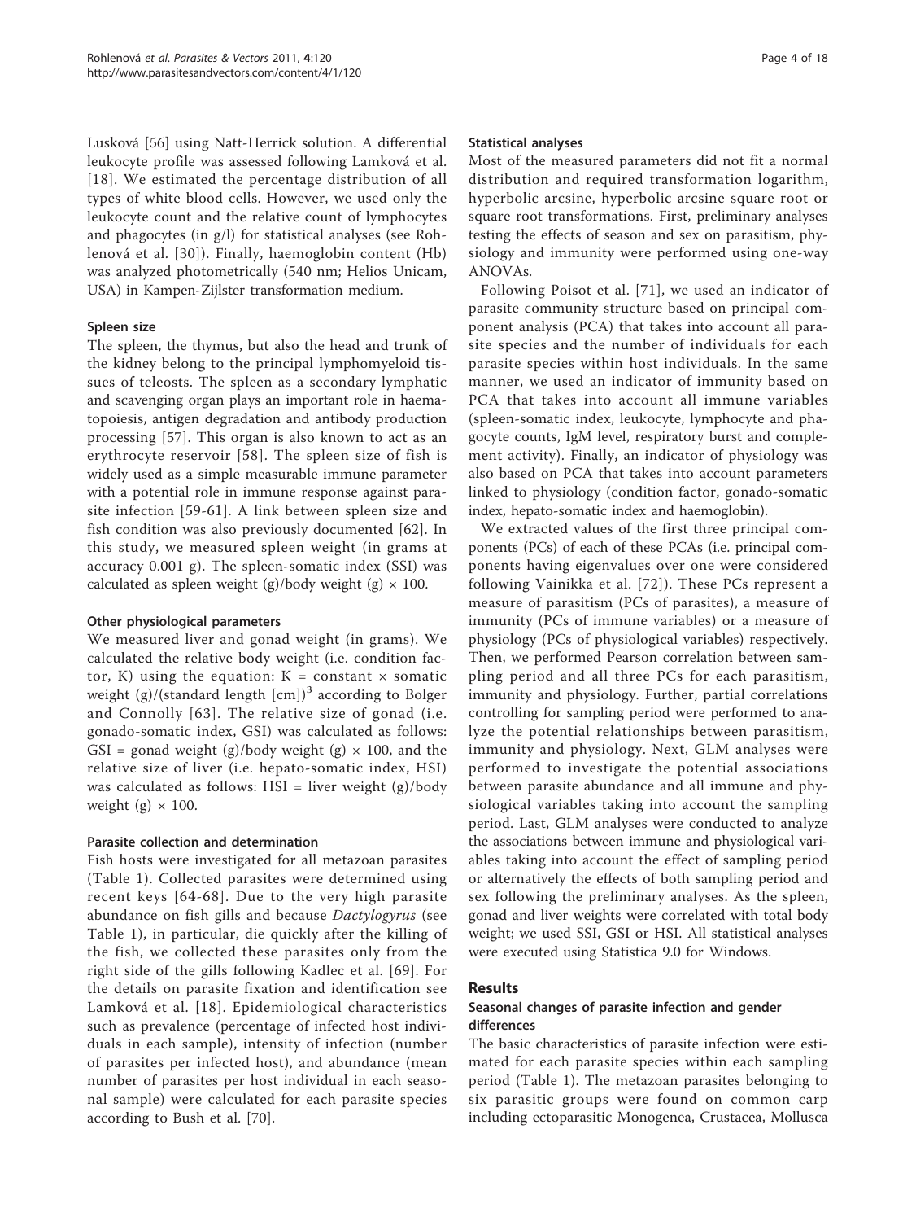Lusková [56] using Natt-Herrick solution. A differential leukocyte profile was assessed following Lamková et al. [18]. We estimated the percentage distribution of all types of white blood cells. However, we used only the leukocyte count and the relative count of lymphocytes and phagocytes (in g/l) for statistical analyses (see Rohlenová et al. [30]). Finally, haemoglobin content (Hb) was analyzed photometrically (540 nm; Helios Unicam, USA) in Kampen-Zijlster transformation medium.

### Spleen size

The spleen, the thymus, but also the head and trunk of the kidney belong to the principal lymphomyeloid tissues of teleosts. The spleen as a secondary lymphatic and scavenging organ plays an important role in haematopoiesis, antigen degradation and antibody production processing [57]. This organ is also known to act as an erythrocyte reservoir [58]. The spleen size of fish is widely used as a simple measurable immune parameter with a potential role in immune response against parasite infection [59-61]. A link between spleen size and fish condition was also previously documented [62]. In this study, we measured spleen weight (in grams at accuracy 0.001 g). The spleen-somatic index (SSI) was calculated as spleen weight (g)/body weight (g) × 100.

### Other physiological parameters

We measured liver and gonad weight (in grams). We calculated the relative body weight (i.e. condition factor, K) using the equation: $K = \text{constant} \times \text{somatic weight (g)}/(\text{standard length [cm]})^3$ according to Bolger and Connolly [63]. The relative size of gonad (i.e. gonado-somatic index, GSI) was calculated as follows: GSI = gonad weight (g)/body weight (g) × 100, and the relative size of liver (i.e. hepato-somatic index, HSI) was calculated as follows: HSI = liver weight (g)/body weight (g) × 100.

### Parasite collection and determination

Fish hosts were investigated for all metazoan parasites (Table 1). Collected parasites were determined using recent keys [64-68]. Due to the very high parasite abundance on fish gills and because *Dactylogyrus* (see Table 1), in particular, die quickly after the killing of the fish, we collected these parasites only from the right side of the gills following Kadlec et al. [69]. For the details on parasite fixation and identification see Lamková et al. [18]. Epidemiological characteristics such as prevalence (percentage of infected host individuals in each sample), intensity of infection (number of parasites per infected host), and abundance (mean number of parasites per host individual in each seasonal sample) were calculated for each parasite species according to Bush et al. [70].

### Statistical analyses

Most of the measured parameters did not fit a normal distribution and required transformation logarithm, hyperbolic arcsine, hyperbolic arcsine square root or square root transformations. First, preliminary analyses testing the effects of season and sex on parasitism, physiology and immunity were performed using one-way ANOVAs.

Following Poisot et al. [71], we used an indicator of parasite community structure based on principal component analysis (PCA) that takes into account all parasite species and the number of individuals for each parasite species within host individuals. In the same manner, we used an indicator of immunity based on PCA that takes into account all immune variables (spleen-somatic index, leukocyte, lymphocyte and phagocyte counts, IgM level, respiratory burst and complement activity). Finally, an indicator of physiology was also based on PCA that takes into account parameters linked to physiology (condition factor, gonado-somatic index, hepato-somatic index and haemoglobin).

We extracted values of the first three principal components (PCs) of each of these PCAs (i.e. principal components having eigenvalues over one were considered following Vainikka et al. [72]). These PCs represent a measure of parasitism (PCs of parasites), a measure of immunity (PCs of immune variables) or a measure of physiology (PCs of physiological variables) respectively. Then, we performed Pearson correlation between sampling period and all three PCs for each parasitism, immunity and physiology. Further, partial correlations controlling for sampling period were performed to analyze the potential relationships between parasitism, immunity and physiology. Next, GLM analyses were performed to investigate the potential associations between parasite abundance and all immune and physiological variables taking into account the sampling period. Last, GLM analyses were conducted to analyze the associations between immune and physiological variables taking into account the effect of sampling period or alternatively the effects of both sampling period and sex following the preliminary analyses. As the spleen, gonad and liver weights were correlated with total body weight; we used SSI, GSI or HSI. All statistical analyses were executed using Statistica 9.0 for Windows.

## Results

### Seasonal changes of parasite infection and gender differences

The basic characteristics of parasite infection were estimated for each parasite species within each sampling period (Table 1). The metazoan parasites belonging to six parasitic groups were found on common carp including ectoparasitic Monogenea, Crustacea, Mollusca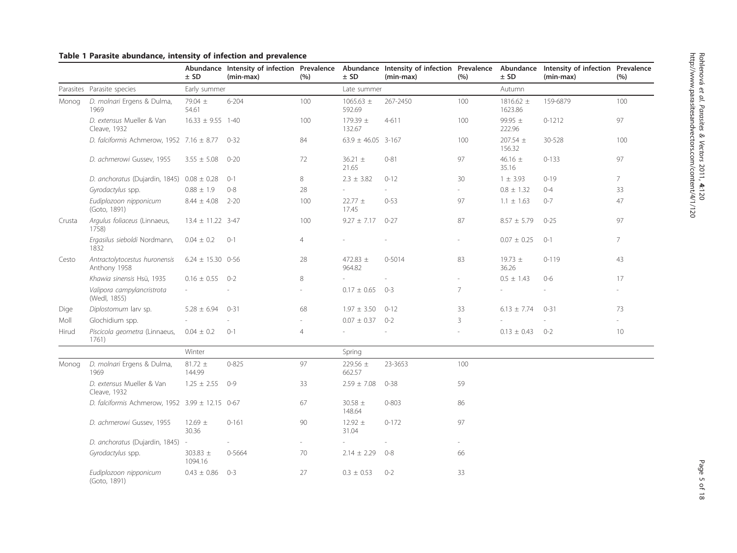**Table 1 Parasite abundance, intensity of infection and prevalence**

| | | Abundance ± SD | Intensity of infection (min-max) | Prevalence (%) | Abundance ± SD | Intensity of infection (min-max) | Prevalence (%) | Abundance ± SD | Intensity of infection (min-max) | Prevalence (%) |
|---|---|---|---|---|---|---|---|---|---|---|
| Parasites | Parasite species | Early summer | | | Late summer | | | Autumn | | |
| Monog | *D. molnari* Ergens & Dulma, 1969 | 79.04 ± 54.61 | 6-204 | 100 | 1065.63 ± 592.69 | 267-2450 | 100 | 1816.62 ± 1623.86 | 159-6879 | 100 |
| | *D. extensus* Mueller & Van Cleave, 1932 | 16.33 ± 9.55 | 1-40 | 100 | 179.39 ± 132.67 | 4-611 | 100 | 99.95 ± 222.96 | 0-1212 | 97 |
| | *D. falciformis* Achmerow, 1952 | 7.16 ± 8.77 | 0-32 | 84 | 63.9 ± 46.05 | 3-167 | 100 | 207.54 ± 156.32 | 30-528 | 100 |
| | *D. achmerowi* Gussev, 1955 | 3.55 ± 5.08 | 0-20 | 72 | 36.21 ± 21.65 | 0-81 | 97 | 46.16 ± 35.16 | 0-133 | 97 |
| | *D. anchoratus* (Dujardin, 1845) | 0.08 ± 0.28 | 0-1 | 8 | 2.3 ± 3.82 | 0-12 | 30 | 1 ± 3.93 | 0-19 | 7 |
| | *Gyrodactylus* spp. | 0.88 ± 1.9 | 0-8 | 28 | - | - | - | 0.8 ± 1.32 | 0-4 | 33 |
| | *Eudiplozoon nipponicum* (Goto, 1891) | 8.44 ± 4.08 | 2-20 | 100 | 22.77 ± 17.45 | 0-53 | 97 | 1.1 ± 1.63 | 0-7 | 47 |
| Crusta | *Argulus foliaceus* (Linnaeus, 1758) | 13.4 ± 11.22 | 3-47 | 100 | 9.27 ± 7.17 | 0-27 | 87 | 8.57 ± 5.79 | 0-25 | 97 |
| | *Ergasilus sieboldi* Nordmann, 1832 | 0.04 ± 0.2 | 0-1 | 4 | - | - | - | 0.07 ± 0.25 | 0-1 | 7 |
| Cesto | *Antractolytocestus huronensis* Anthony 1958 | 6.24 ± 15.30 | 0-56 | 28 | 472.83 ± 964.82 | 0-5014 | 83 | 19.73 ± 36.26 | 0-119 | 43 |
| | *Khawia sinensis* Hsü, 1935 | 0.16 ± 0.55 | 0-2 | 8 | - | - | - | 0.5 ± 1.43 | 0-6 | 17 |
| | *Valipora campylancristrota* (Wedl, 1855) | - | - | - | 0.17 ± 0.65 | 0-3 | 7 | - | - | - |
| Dige | *Diplostomum* larv sp. | 5.28 ± 6.94 | 0-31 | 68 | 1.97 ± 3.50 | 0-12 | 33 | 6.13 ± 7.74 | 0-31 | 73 |
| Moll | Glochidium spp. | - | - | - | 0.07 ± 0.37 | 0-2 | 3 | - | - | - |
| Hirud | *Piscicola geometra* (Linnaeus, 1761) | 0.04 ± 0.2 | 0-1 | 4 | - | - | - | 0.13 ± 0.43 | 0-2 | 10 |
| | | Winter | | | Spring | | | | | |
| Monog | *D. molnari* Ergens & Dulma, 1969 | 81.72 ± 144.99 | 0-825 | 97 | 229.56 ± 662.57 | 23-3653 | 100 | | | |
| | *D. extensus* Mueller & Van Cleave, 1932 | 1.25 ± 2.55 | 0-9 | 33 | 2.59 ± 7.08 | 0-38 | 59 | | | |
| | *D. falciformis* Achmerow, 1952 | 3.99 ± 12.15 | 0-67 | 67 | 30.58 ± 148.64 | 0-803 | 86 | | | |
| | *D. achmerowi* Gussev, 1955 | 12.69 ± 30.36 | 0-161 | 90 | 12.92 ± 31.04 | 0-172 | 97 | | | |
| | *D. anchoratus* (Dujardin, 1845) | - | - | - | - | - | - | | | |
| | *Gyrodactylus* spp. | 303.83 ± 1094.16 | 0-5664 | 70 | 2.14 ± 2.29 | 0-8 | 66 | | | |
| | *Eudiplozoon nipponicum* (Goto, 1891) | 0.43 ± 0.86 | 0-3 | 27 | 0.3 ± 0.53 | 0-2 | 33 | | | |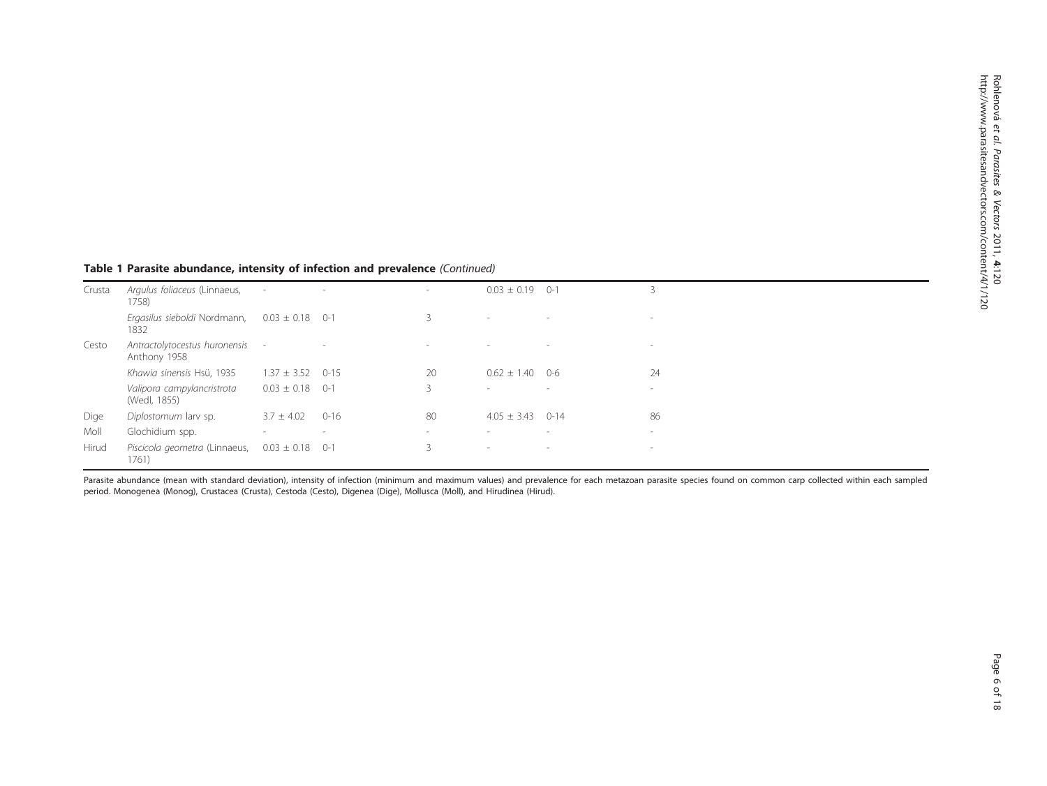**Table 1 Parasite abundance, intensity of infection and prevalence** *(Continued)*

| | | | | | | | |
|---|---|---|---|---|---|---|---|
| Crusta | *Argulus foliaceus* (Linnaeus, 1758) | - | - | - | 0.03 ± 0.19 | 0-1 | 3 |
| | *Ergasilus sieboldi* Nordmann, 1832 | 0.03 ± 0.18 | 0-1 | 3 | - | - | - |
| Cesto | *Antractolytocestus huronensis* Anthony 1958 | - | - | - | - | - | - |
| | *Khawia sinensis* Hsü, 1935 | 1.37 ± 3.52 | 0-15 | 20 | 0.62 ± 1.40 | 0-6 | 24 |
| | *Valipora campylancristrota* (Wedl, 1855) | 0.03 ± 0.18 | 0-1 | 3 | - | - | - |
| Dige | *Diplostomum* larv sp. | 3.7 ± 4.02 | 0-16 | 80 | 4.05 ± 3.43 | 0-14 | 86 |
| Moll | Glochidium spp. | - | - | - | - | - | - |
| Hirud | *Piscicola geometra* (Linnaeus, 1761) | 0.03 ± 0.18 | 0-1 | 3 | - | - | - |

Parasite abundance (mean with standard deviation), intensity of infection (minimum and maximum values) and prevalence for each metazoan parasite species found on common carp collected within each sampled period. Monogenea (Monog), Crustacea (Crusta), Cestoda (Cesto), Digenea (Dige), Mollusca (Moll), and Hirudinea (Hirud).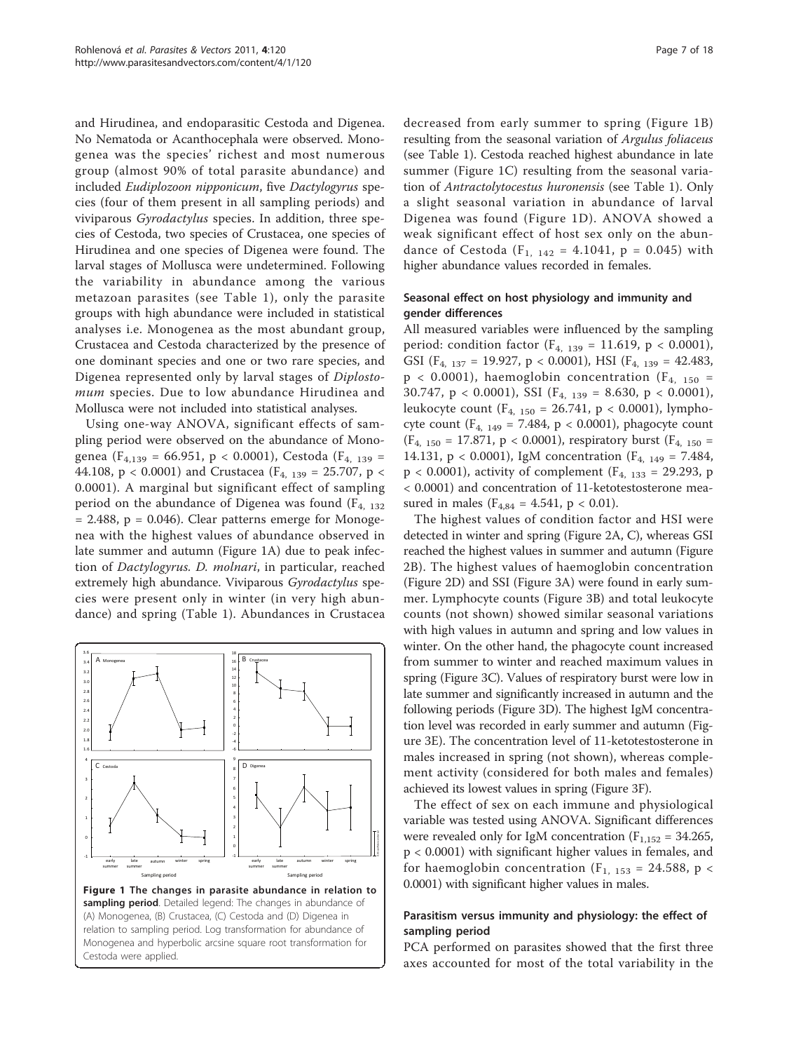and Hirudinea, and endoparasitic Cestoda and Digenea. No Nematoda or Acanthocephala were observed. Monogenea was the species' richest and most numerous group (almost 90% of total parasite abundance) and included *Eudiplozoon nipponicum*, five *Dactylogyrus* species (four of them present in all sampling periods) and viviparous *Gyrodactylus* species. In addition, three species of Cestoda, two species of Crustacea, one species of Hirudinea and one species of Digenea were found. The larval stages of Mollusca were undetermined. Following the variability in abundance among the various metazoan parasites (see Table 1), only the parasite groups with high abundance were included in statistical analyses i.e. Monogenea as the most abundant group, Crustacea and Cestoda characterized by the presence of one dominant species and one or two rare species, and Digenea represented only by larval stages of *Diplostomum* species. Due to low abundance Hirudinea and Mollusca were not included into statistical analyses.

Using one-way ANOVA, significant effects of sampling period were observed on the abundance of Monogenea ($F_{4,139} = 66.951$, $p < 0.0001$), Cestoda ($F_{4,139} = 44.108$, $p < 0.0001$) and Crustacea ($F_{4,139} = 25.707$, $p < 0.0001$). A marginal but significant effect of sampling period on the abundance of Digenea was found ($F_{4,132} = 2.488$, $p = 0.046$). Clear patterns emerge for Monogenea with the highest values of abundance observed in late summer and autumn (Figure 1A) due to peak infection of *Dactylogyrus*. *D. molnari*, in particular, reached extremely high abundance. Viviparous *Gyrodactylus* species were present only in winter (in very high abundance) and spring (Table 1). Abundances in Crustacea decreased from early summer to spring (Figure 1B) resulting from the seasonal variation of *Argulus foliaceus* (see Table 1). Cestoda reached highest abundance in late summer (Figure 1C) resulting from the seasonal variation of *Antractolytocestus huronensis* (see Table 1). Only a slight seasonal variation in abundance of larval Digenea was found (Figure 1D). ANOVA showed a weak significant effect of host sex only on the abundance of Cestoda ($F_{1,142} = 4.1041$, $p = 0.045$) with higher abundance values recorded in females.

**Figure 1 The changes in parasite abundance in relation to sampling period**. Detailed legend: The changes in abundance of (A) Monogenea, (B) Crustacea, (C) Cestoda and (D) Digenea in relation to sampling period. Log transformation for abundance of Monogenea and hyperbolic arcsine square root transformation for Cestoda were applied.

### Seasonal effect on host physiology and immunity and gender differences

All measured variables were influenced by the sampling period: condition factor ($F_{4,139} = 11.619$, $p < 0.0001$), GSI ($F_{4,137} = 19.927$, $p < 0.0001$), HSI ($F_{4,139} = 42.483$, $p < 0.0001$), haemoglobin concentration ($F_{4,150} = 30.747$, $p < 0.0001$), SSI ($F_{4,139} = 8.630$, $p < 0.0001$), leukocyte count ($F_{4,150} = 26.741$, $p < 0.0001$), lymphocyte count ($F_{4,149} = 7.484$, $p < 0.0001$), phagocyte count ($F_{4,150} = 17.871$, $p < 0.0001$), respiratory burst ($F_{4,150} = 14.131$, $p < 0.0001$), IgM concentration ($F_{4,149} = 7.484$, $p < 0.0001$), activity of complement ($F_{4,133} = 29.293$, $p < 0.0001$) and concentration of 11-ketotestosterone measured in males ($F_{4,84} = 4.541$, $p < 0.01$).

The highest values of condition factor and HSI were detected in winter and spring (Figure 2A, C), whereas GSI reached the highest values in summer and autumn (Figure 2B). The highest values of haemoglobin concentration (Figure 2D) and SSI (Figure 3A) were found in early summer. Lymphocyte counts (Figure 3B) and total leukocyte counts (not shown) showed similar seasonal variations with high values in autumn and spring and low values in winter. On the other hand, the phagocyte count increased from summer to winter and reached maximum values in spring (Figure 3C). Values of respiratory burst were low in late summer and significantly increased in autumn and the following periods (Figure 3D). The highest IgM concentration level was recorded in early summer and autumn (Figure 3E). The concentration level of 11-ketotestosterone in males increased in spring (not shown), whereas complement activity (considered for both males and females) achieved its lowest values in spring (Figure 3F).

The effect of sex on each immune and physiological variable was tested using ANOVA. Significant differences were revealed only for IgM concentration ($F_{1,152} = 34.265$, $p < 0.0001$) with significant higher values in females, and for haemoglobin concentration ($F_{1,153} = 24.588$, $p < 0.0001$) with significant higher values in males.

### Parasitism versus immunity and physiology: the effect of sampling period

PCA performed on parasites showed that the first three axes accounted for most of the total variability in the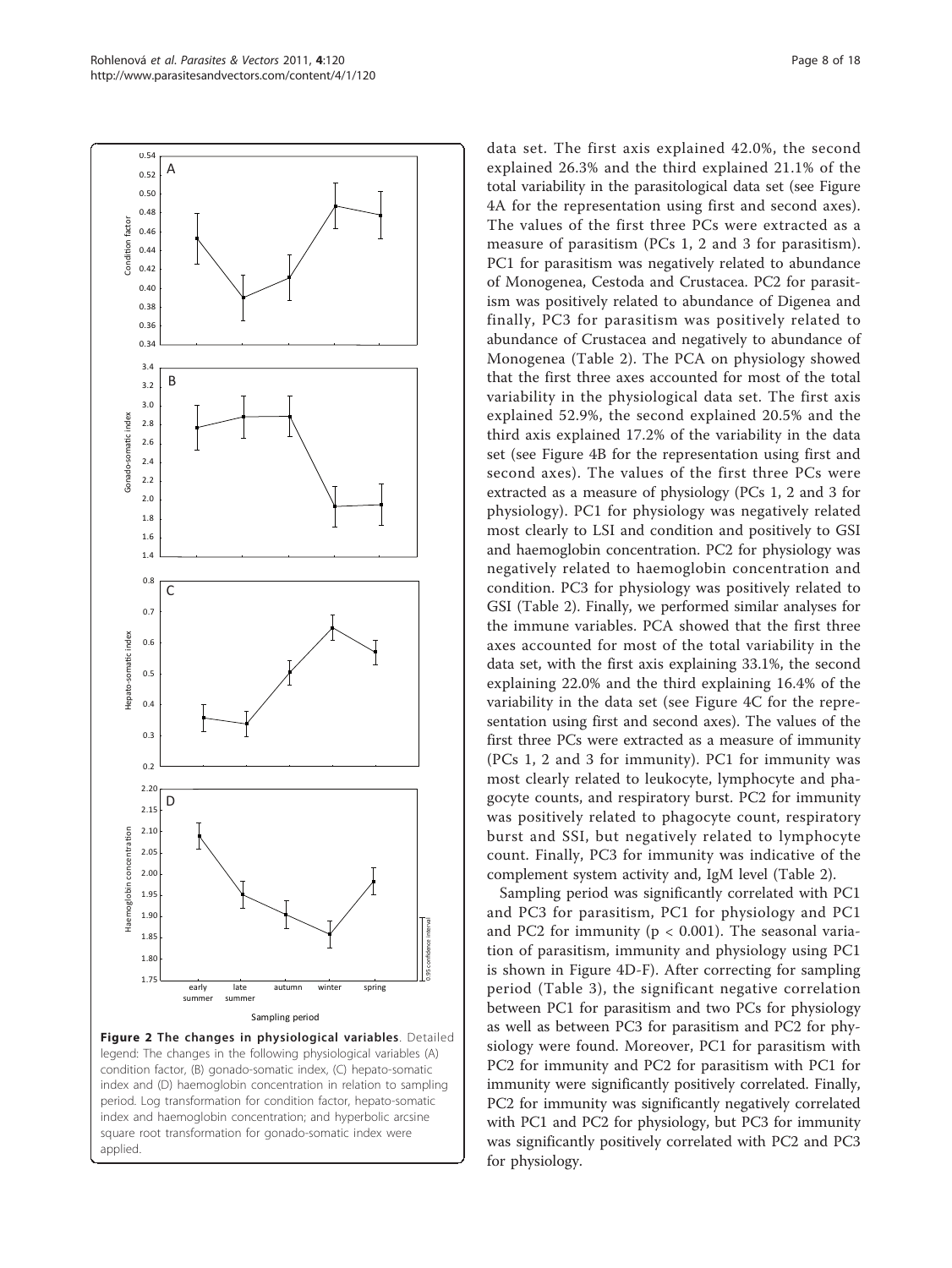**Figure 2 The changes in physiological variables**. Detailed legend: The changes in the following physiological variables (A) condition factor, (B) gonado-somatic index, (C) hepato-somatic index and (D) haemoglobin concentration in relation to sampling period. Log transformation for condition factor, hepato-somatic index and haemoglobin concentration; and hyperbolic arcsine square root transformation for gonado-somatic index were applied.

data set. The first axis explained 42.0%, the second explained 26.3% and the third explained 21.1% of the total variability in the parasitological data set (see Figure 4A for the representation using first and second axes). The values of the first three PCs were extracted as a measure of parasitism (PCs 1, 2 and 3 for parasitism). PC1 for parasitism was negatively related to abundance of Monogenea, Cestoda and Crustacea. PC2 for parasitism was positively related to abundance of Digenea and finally, PC3 for parasitism was positively related to abundance of Crustacea and negatively to abundance of Monogenea (Table 2). The PCA on physiology showed that the first three axes accounted for most of the total variability in the physiological data set. The first axis explained 52.9%, the second explained 20.5% and the third axis explained 17.2% of the variability in the data set (see Figure 4B for the representation using first and second axes). The values of the first three PCs were extracted as a measure of physiology (PCs 1, 2 and 3 for physiology). PC1 for physiology was negatively related most clearly to LSI and condition and positively to GSI and haemoglobin concentration. PC2 for physiology was negatively related to haemoglobin concentration and condition. PC3 for physiology was positively related to GSI (Table 2). Finally, we performed similar analyses for the immune variables. PCA showed that the first three axes accounted for most of the total variability in the data set, with the first axis explaining 33.1%, the second explaining 22.0% and the third explaining 16.4% of the variability in the data set (see Figure 4C for the representation using first and second axes). The values of the first three PCs were extracted as a measure of immunity (PCs 1, 2 and 3 for immunity). PC1 for immunity was most clearly related to leukocyte, lymphocyte and phagocyte counts, and respiratory burst. PC2 for immunity was positively related to phagocyte count, respiratory burst and SSI, but negatively related to lymphocyte count. Finally, PC3 for immunity was indicative of the complement system activity and, IgM level (Table 2).

Sampling period was significantly correlated with PC1 and PC3 for parasitism, PC1 for physiology and PC1 and PC2 for immunity ($p < 0.001$). The seasonal variation of parasitism, immunity and physiology using PC1 is shown in Figure 4D-F). After correcting for sampling period (Table 3), the significant negative correlation between PC1 for parasitism and two PCs for physiology as well as between PC3 for parasitism and PC2 for physiology were found. Moreover, PC1 for parasitism with PC2 for immunity and PC2 for parasitism with PC1 for immunity were significantly positively correlated. Finally, PC2 for immunity was significantly negatively correlated with PC1 and PC2 for physiology, but PC3 for immunity was significantly positively correlated with PC2 and PC3 for physiology.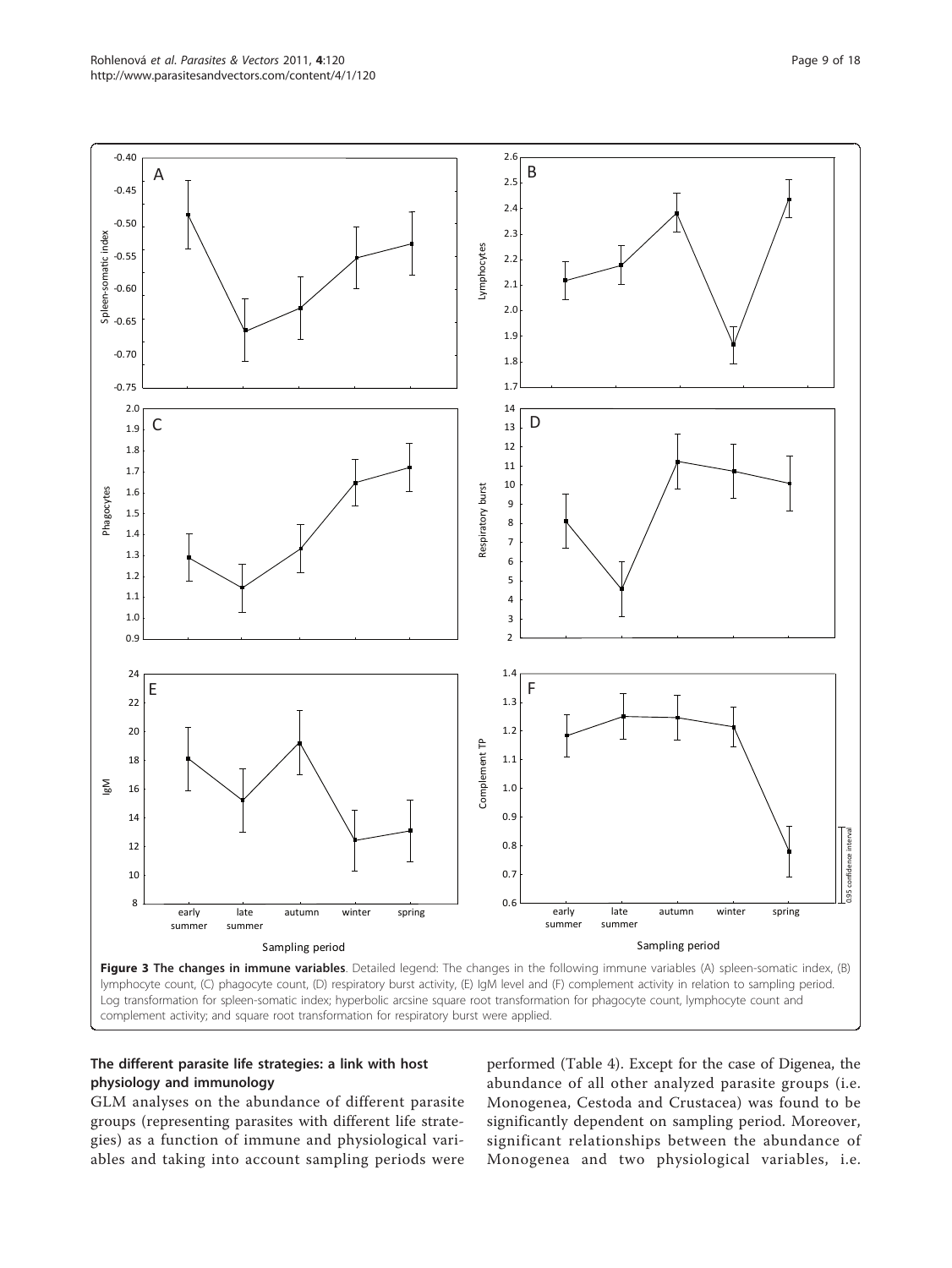**Figure 3 The changes in immune variables**. Detailed legend: The changes in the following immune variables (A) spleen-somatic index, (B) lymphocyte count, (C) phagocyte count, (D) respiratory burst activity, (E) IgM level and (F) complement activity in relation to sampling period. Log transformation for spleen-somatic index; hyperbolic arcsine square root transformation for phagocyte count, lymphocyte count and complement activity; and square root transformation for respiratory burst were applied.

## The different parasite life strategies: a link with host physiology and immunology

GLM analyses on the abundance of different parasite groups (representing parasites with different life strategies) as a function of immune and physiological variables and taking into account sampling periods were performed (Table 4). Except for the case of Digenea, the abundance of all other analyzed parasite groups (i.e. Monogenea, Cestoda and Crustacea) was found to be significantly dependent on sampling period. Moreover, significant relationships between the abundance of Monogenea and two physiological variables, i.e.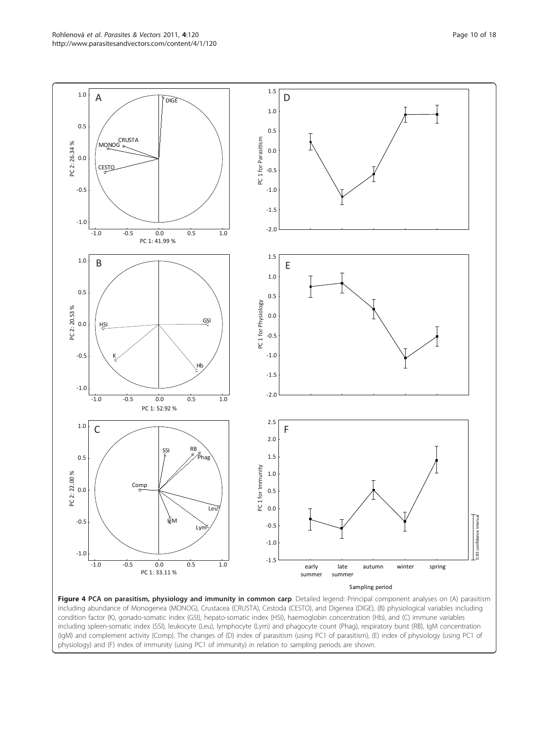**Figure 4 PCA on parasitism, physiology and immunity in common carp**. Detailed legend: Principal component analyses on (A) parasitism including abundance of Monogenea (MONOG), Crustacea (CRUSTA), Cestoda (CESTO), and Digenea (DIGE), (B) physiological variables including condition factor (K), gonado-somatic index (GSI), hepato-somatic index (HSI), haemoglobin concentration (Hb), and (C) immune variables including spleen-somatic index (SSI), leukocyte (Leu), lymphocyte (Lym) and phagocyte count (Phag), respiratory burst (RB), IgM concentration (IgM) and complement activity (Comp). The changes of (D) index of parasitism (using PC1 of parasitism), (E) index of physiology (using PC1 of physiology) and (F) index of immunity (using PC1 of immunity) in relation to sampling periods are shown.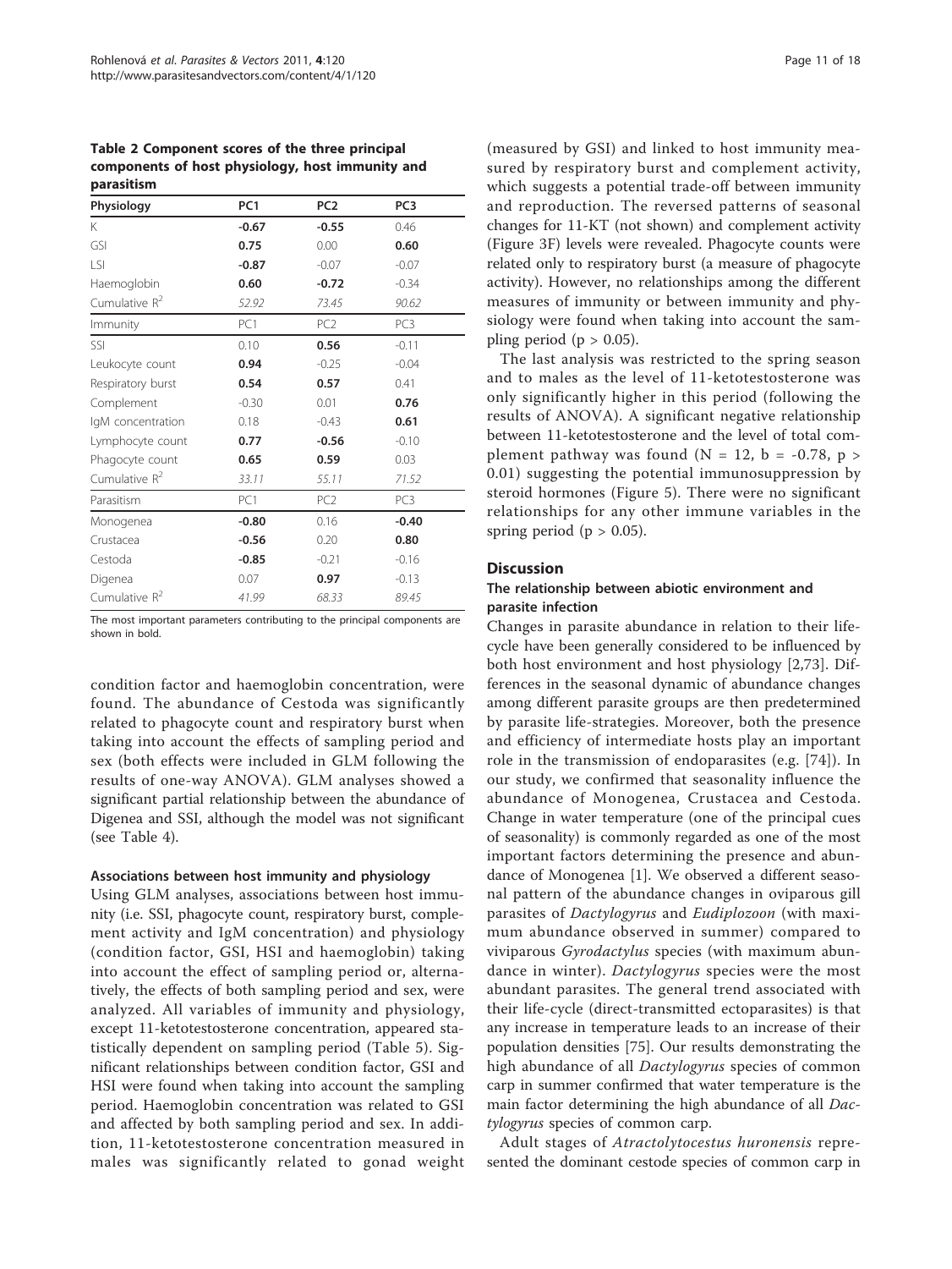**Table 2 Component scores of the three principal components of host physiology, host immunity and parasitism**

| Physiology | PC1 | PC2 | PC3 |
|---|---|---|---|
| K | **-0.67** | **-0.55** | 0.46 |
| GSI | **0.75** | 0.00 | **0.60** |
| LSI | **-0.87** | -0.07 | -0.07 |
| Haemoglobin | **0.60** | **-0.72** | -0.34 |
| Cumulative $R^2$ | *52.92* | *73.45* | *90.62* |
| Immunity | PC1 | PC2 | PC3 |
| SSI | 0.10 | **0.56** | -0.11 |
| Leukocyte count | **0.94** | -0.25 | -0.04 |
| Respiratory burst | **0.54** | **0.57** | 0.41 |
| Complement | -0.30 | 0.01 | **0.76** |
| IgM concentration | 0.18 | -0.43 | **0.61** |
| Lymphocyte count | **0.77** | **-0.56** | -0.10 |
| Phagocyte count | **0.65** | **0.59** | 0.03 |
| Cumulative $R^2$ | *33.11* | *55.11* | *71.52* |
| Parasitism | PC1 | PC2 | PC3 |
| Monogenea | **-0.80** | 0.16 | **-0.40** |
| Crustacea | **-0.56** | 0.20 | **0.80** |
| Cestoda | **-0.85** | -0.21 | -0.16 |
| Digenea | 0.07 | **0.97** | -0.13 |
| Cumulative $R^2$ | *41.99* | *68.33* | *89.45* |

The most important parameters contributing to the principal components are shown in bold.

condition factor and haemoglobin concentration, were found. The abundance of Cestoda was significantly related to phagocyte count and respiratory burst when taking into account the effects of sampling period and sex (both effects were included in GLM following the results of one-way ANOVA). GLM analyses showed a significant partial relationship between the abundance of Digenea and SSI, although the model was not significant (see Table 4).

#### Associations between host immunity and physiology

Using GLM analyses, associations between host immunity (i.e. SSI, phagocyte count, respiratory burst, complement activity and IgM concentration) and physiology (condition factor, GSI, HSI and haemoglobin) taking into account the effect of sampling period or, alternatively, the effects of both sampling period and sex, were analyzed. All variables of immunity and physiology, except 11-ketotestosterone concentration, appeared statistically dependent on sampling period (Table 5). Significant relationships between condition factor, GSI and HSI were found when taking into account the sampling period. Haemoglobin concentration was related to GSI and affected by both sampling period and sex. In addition, 11-ketotestosterone concentration measured in males was significantly related to gonad weight (measured by GSI) and linked to host immunity measured by respiratory burst and complement activity, which suggests a potential trade-off between immunity and reproduction. The reversed patterns of seasonal changes for 11-KT (not shown) and complement activity (Figure 3F) levels were revealed. Phagocyte counts were related only to respiratory burst (a measure of phagocyte activity). However, no relationships among the different measures of immunity or between immunity and physiology were found when taking into account the sampling period ($p > 0.05$).

The last analysis was restricted to the spring season and to males as the level of 11-ketotestosterone was only significantly higher in this period (following the results of ANOVA). A significant negative relationship between 11-ketotestosterone and the level of total complement pathway was found ($N = 12$, $b = -0.78$, $p > 0.01$) suggesting the potential immunosuppression by steroid hormones (Figure 5). There were no significant relationships for any other immune variables in the spring period ($p > 0.05$).

## Discussion

### The relationship between abiotic environment and parasite infection

Changes in parasite abundance in relation to their life-cycle have been generally considered to be influenced by both host environment and host physiology [2,73]. Differences in the seasonal dynamic of abundance changes among different parasite groups are then predetermined by parasite life-strategies. Moreover, both the presence and efficiency of intermediate hosts play an important role in the transmission of endoparasites (e.g. [74]). In our study, we confirmed that seasonality influence the abundance of Monogenea, Crustacea and Cestoda. Change in water temperature (one of the principal cues of seasonality) is commonly regarded as one of the most important factors determining the presence and abundance of Monogenea [1]. We observed a different seasonal pattern of the abundance changes in oviparous gill parasites of *Dactylogyrus* and *Eudiplozoon* (with maximum abundance observed in summer) compared to viviparous *Gyrodactylus* species (with maximum abundance in winter). *Dactylogyrus* species were the most abundant parasites. The general trend associated with their life-cycle (direct-transmitted ectoparasites) is that any increase in temperature leads to an increase of their population densities [75]. Our results demonstrating the high abundance of all *Dactylogyrus* species of common carp in summer confirmed that water temperature is the main factor determining the high abundance of all *Dactylogyrus* species of common carp.

Adult stages of *Atractolytocestus huronensis* represented the dominant cestode species of common carp in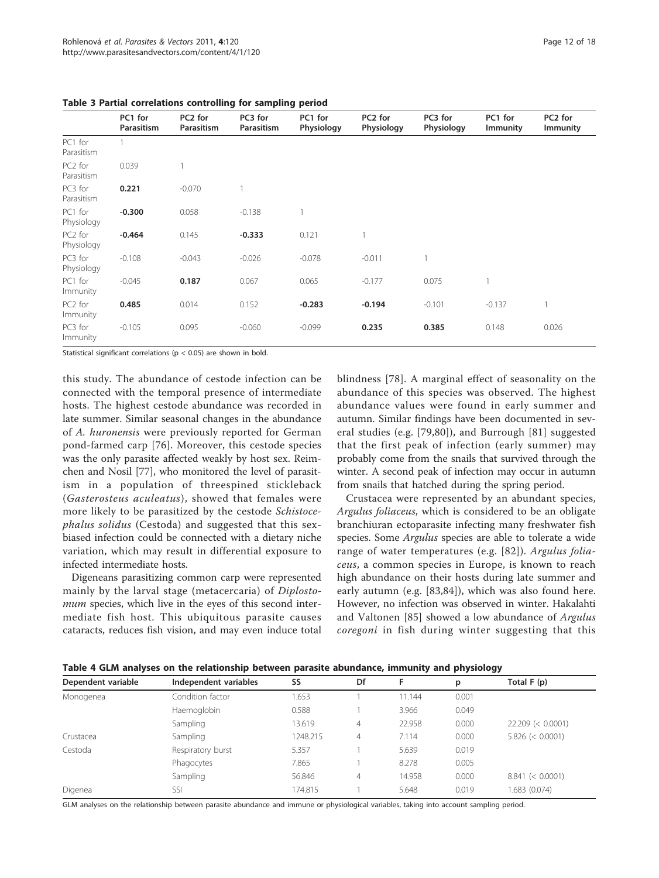**Table 3 Partial correlations controlling for sampling period**

| | PC1 for Parasitism | PC2 for Parasitism | PC3 for Parasitism | PC1 for Physiology | PC2 for Physiology | PC3 for Physiology | PC1 for Immunity | PC2 for Immunity |
|---|---|---|---|---|---|---|---|---|
| PC1 for Parasitism | 1 | | | | | | | |
| PC2 for Parasitism | 0.039 | 1 | | | | | | |
| PC3 for Parasitism | **0.221** | -0.070 | 1 | | | | | |
| PC1 for Physiology | **-0.300** | 0.058 | -0.138 | 1 | | | | |
| PC2 for Physiology | **-0.464** | 0.145 | **-0.333** | 0.121 | 1 | | | |
| PC3 for Physiology | -0.108 | -0.043 | -0.026 | -0.078 | -0.011 | 1 | | |
| PC1 for Immunity | -0.045 | **0.187** | 0.067 | 0.065 | -0.177 | 0.075 | 1 | |
| PC2 for Immunity | **0.485** | 0.014 | 0.152 | **-0.283** | **-0.194** | -0.101 | -0.137 | 1 |
| PC3 for Immunity | -0.105 | 0.095 | -0.060 | -0.099 | **0.235** | **0.385** | 0.148 | 0.026 |

Statistical significant correlations ($p < 0.05$) are shown in bold.

this study. The abundance of cestode infection can be connected with the temporal presence of intermediate hosts. The highest cestode abundance was recorded in late summer. Similar seasonal changes in the abundance of *A. huronensis* were previously reported for German pond-farmed carp [76]. Moreover, this cestode species was the only parasite affected weakly by host sex. Reimchen and Nosil [77], who monitored the level of parasitism in a population of threespined stickleback (*Gasterosteus aculeatus*), showed that females were more likely to be parasitized by the cestode *Schistocephalus solidus* (Cestoda) and suggested that this sex-biased infection could be connected with a dietary niche variation, which may result in differential exposure to infected intermediate hosts.

Digeneans parasitizing common carp were represented mainly by the larval stage (metacercaria) of *Diplostomum* species, which live in the eyes of this second intermediate fish host. This ubiquitous parasite causes cataracts, reduces fish vision, and may even induce total blindness [78]. A marginal effect of seasonality on the abundance of this species was observed. The highest abundance values were found in early summer and autumn. Similar findings have been documented in several studies (e.g. [79,80]), and Burrough [81] suggested that the first peak of infection (early summer) may probably come from the snails that survived through the winter. A second peak of infection may occur in autumn from snails that hatched during the spring period.

Crustacea were represented by an abundant species, *Argulus foliaceus*, which is considered to be an obligate branchiuran ectoparasite infecting many freshwater fish species. Some *Argulus* species are able to tolerate a wide range of water temperatures (e.g. [82]). *Argulus foliaceus*, a common species in Europe, is known to reach high abundance on their hosts during late summer and early autumn (e.g. [83,84]), which was also found here. However, no infection was observed in winter. Hakalahti and Valtonen [85] showed a low abundance of *Argulus coregoni* in fish during winter suggesting that this

**Table 4 GLM analyses on the relationship between parasite abundance, immunity and physiology**

| Dependent variable | Independent variables | SS | Df | F | p | Total F (p) |
|---|---|---|---|---|---|---|
| Monogenea | Condition factor | 1.653 | 1 | 11.144 | 0.001 | |
| | Haemoglobin | 0.588 | 1 | 3.966 | 0.049 | |
| | Sampling | 13.619 | 4 | 22.958 | 0.000 | 22.209 (< 0.0001) |
| Crustacea | Sampling | 1248.215 | 4 | 7.114 | 0.000 | 5.826 (< 0.0001) |
| Cestoda | Respiratory burst | 5.357 | 1 | 5.639 | 0.019 | |
| | Phagocytes | 7.865 | 1 | 8.278 | 0.005 | |
| | Sampling | 56.846 | 4 | 14.958 | 0.000 | 8.841 (< 0.0001) |
| Digenea | SSI | 174.815 | 1 | 5.648 | 0.019 | 1.683 (0.074) |

GLM analyses on the relationship between parasite abundance and immune or physiological variables, taking into account sampling period.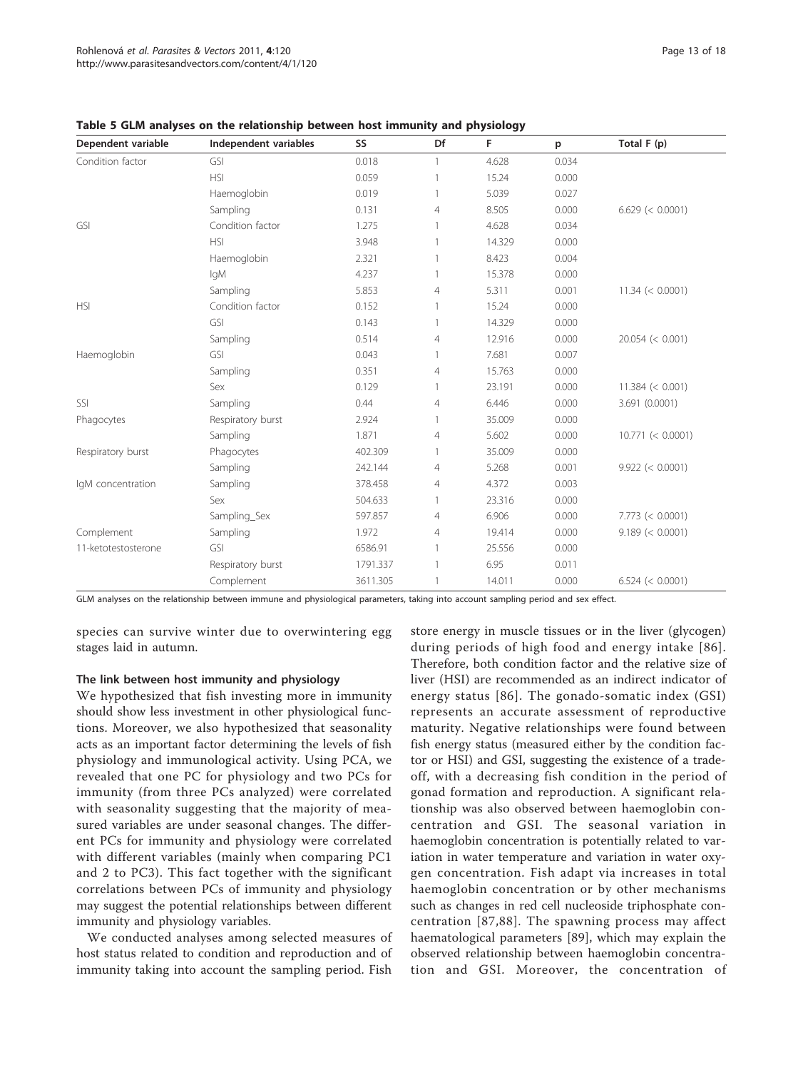**Table 5 GLM analyses on the relationship between host immunity and physiology**

| Dependent variable | Independent variables | SS | Df | F | p | Total F (p) |
|---|---|---|---|---|---|---|
| Condition factor | GSI | 0.018 | 1 | 4.628 | 0.034 | |
| | HSI | 0.059 | 1 | 15.24 | 0.000 | |
| | Haemoglobin | 0.019 | 1 | 5.039 | 0.027 | |
| | Sampling | 0.131 | 4 | 8.505 | 0.000 | 6.629 (< 0.0001) |
| GSI | Condition factor | 1.275 | 1 | 4.628 | 0.034 | |
| | HSI | 3.948 | 1 | 14.329 | 0.000 | |
| | Haemoglobin | 2.321 | 1 | 8.423 | 0.004 | |
| | IgM | 4.237 | 1 | 15.378 | 0.000 | |
| | Sampling | 5.853 | 4 | 5.311 | 0.001 | 11.34 (< 0.0001) |
| HSI | Condition factor | 0.152 | 1 | 15.24 | 0.000 | |
| | GSI | 0.143 | 1 | 14.329 | 0.000 | |
| | Sampling | 0.514 | 4 | 12.916 | 0.000 | 20.054 (< 0.001) |
| Haemoglobin | GSI | 0.043 | 1 | 7.681 | 0.007 | |
| | Sampling | 0.351 | 4 | 15.763 | 0.000 | |
| | Sex | 0.129 | 1 | 23.191 | 0.000 | 11.384 (< 0.001) |
| SSI | Sampling | 0.44 | 4 | 6.446 | 0.000 | 3.691 (0.0001) |
| Phagocytes | Respiratory burst | 2.924 | 1 | 35.009 | 0.000 | |
| | Sampling | 1.871 | 4 | 5.602 | 0.000 | 10.771 (< 0.0001) |
| Respiratory burst | Phagocytes | 402.309 | 1 | 35.009 | 0.000 | |
| | Sampling | 242.144 | 4 | 5.268 | 0.001 | 9.922 (< 0.0001) |
| IgM concentration | Sampling | 378.458 | 4 | 4.372 | 0.003 | |
| | Sex | 504.633 | 1 | 23.316 | 0.000 | |
| | Sampling_Sex | 597.857 | 4 | 6.906 | 0.000 | 7.773 (< 0.0001) |
| Complement | Sampling | 1.972 | 4 | 19.414 | 0.000 | 9.189 (< 0.0001) |
| 11-ketotestosterone | GSI | 6586.91 | 1 | 25.556 | 0.000 | |
| | Respiratory burst | 1791.337 | 1 | 6.95 | 0.011 | |
| | Complement | 3611.305 | 1 | 14.011 | 0.000 | 6.524 (< 0.0001) |

GLM analyses on the relationship between immune and physiological parameters, taking into account sampling period and sex effect.

species can survive winter due to overwintering egg stages laid in autumn.

### The link between host immunity and physiology

We hypothesized that fish investing more in immunity should show less investment in other physiological functions. Moreover, we also hypothesized that seasonality acts as an important factor determining the levels of fish physiology and immunological activity. Using PCA, we revealed that one PC for physiology and two PCs for immunity (from three PCs analyzed) were correlated with seasonality suggesting that the majority of measured variables are under seasonal changes. The different PCs for immunity and physiology were correlated with different variables (mainly when comparing PC1 and 2 to PC3). This fact together with the significant correlations between PCs of immunity and physiology may suggest the potential relationships between different immunity and physiology variables.

We conducted analyses among selected measures of host status related to condition and reproduction and of immunity taking into account the sampling period. Fish store energy in muscle tissues or in the liver (glycogen) during periods of high food and energy intake [86]. Therefore, both condition factor and the relative size of liver (HSI) are recommended as an indirect indicator of energy status [86]. The gonado-somatic index (GSI) represents an accurate assessment of reproductive maturity. Negative relationships were found between fish energy status (measured either by the condition factor or HSI) and GSI, suggesting the existence of a trade-off, with a decreasing fish condition in the period of gonad formation and reproduction. A significant relationship was also observed between haemoglobin concentration and GSI. The seasonal variation in haemoglobin concentration is potentially related to variation in water temperature and variation in water oxygen concentration. Fish adapt via increases in total haemoglobin concentration or by other mechanisms such as changes in red cell nucleoside triphosphate concentration [87,88]. The spawning process may affect haematological parameters [89], which may explain the observed relationship between haemoglobin concentration and GSI. Moreover, the concentration of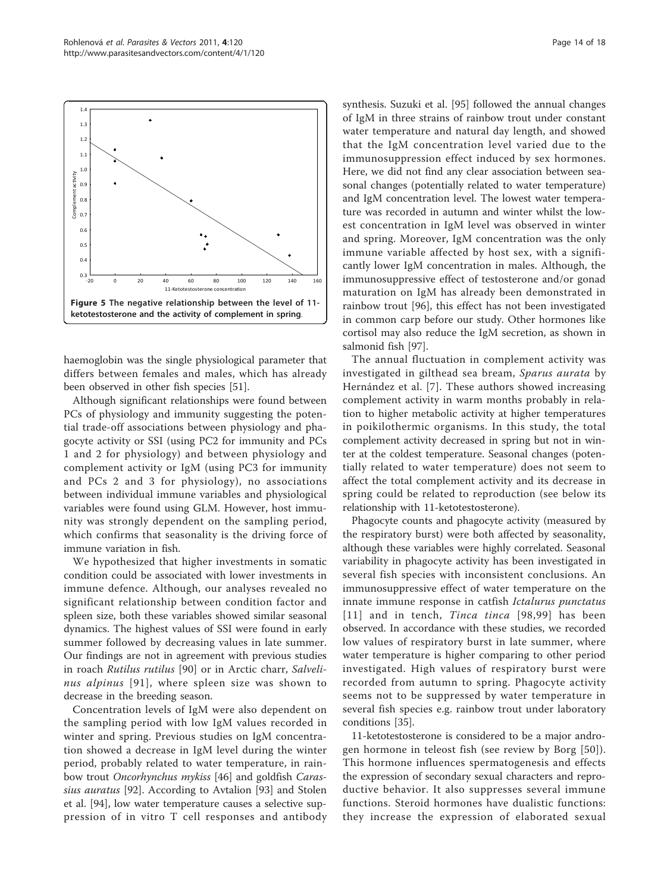Figure 5 The negative relationship between the level of 11-ketotestosterone and the activity of complement in spring.

haemoglobin was the single physiological parameter that differs between females and males, which has already been observed in other fish species [51].

Although significant relationships were found between PCs of physiology and immunity suggesting the potential trade-off associations between physiology and phagocyte activity or SSI (using PC2 for immunity and PCs 1 and 2 for physiology) and between physiology and complement activity or IgM (using PC3 for immunity and PCs 2 and 3 for physiology), no associations between individual immune variables and physiological variables were found using GLM. However, host immunity was strongly dependent on the sampling period, which confirms that seasonality is the driving force of immune variation in fish.

We hypothesized that higher investments in somatic condition could be associated with lower investments in immune defence. Although, our analyses revealed no significant relationship between condition factor and spleen size, both these variables showed similar seasonal dynamics. The highest values of SSI were found in early summer followed by decreasing values in late summer. Our findings are not in agreement with previous studies in roach *Rutilus rutilus* [90] or in Arctic charr, *Salvelinus alpinus* [91], where spleen size was shown to decrease in the breeding season.

Concentration levels of IgM were also dependent on the sampling period with low IgM values recorded in winter and spring. Previous studies on IgM concentration showed a decrease in IgM level during the winter period, probably related to water temperature, in rainbow trout *Oncorhynchus mykiss* [46] and goldfish *Carassius auratus* [92]. According to Avtalion [93] and Stolen et al. [94], low water temperature causes a selective suppression of in vitro T cell responses and antibody synthesis. Suzuki et al. [95] followed the annual changes of IgM in three strains of rainbow trout under constant water temperature and natural day length, and showed that the IgM concentration level varied due to the immunosuppression effect induced by sex hormones. Here, we did not find any clear association between seasonal changes (potentially related to water temperature) and IgM concentration level. The lowest water temperature was recorded in autumn and winter whilst the lowest concentration in IgM level was observed in winter and spring. Moreover, IgM concentration was the only immune variable affected by host sex, with a significantly lower IgM concentration in males. Although, the immunosuppressive effect of testosterone and/or gonad maturation on IgM has already been demonstrated in rainbow trout [96], this effect has not been investigated in common carp before our study. Other hormones like cortisol may also reduce the IgM secretion, as shown in salmonid fish [97].

The annual fluctuation in complement activity was investigated in gilthead sea bream, *Sparus aurata* by Hernández et al. [7]. These authors showed increasing complement activity in warm months probably in relation to higher metabolic activity at higher temperatures in poikilothermic organisms. In this study, the total complement activity decreased in spring but not in winter at the coldest temperature. Seasonal changes (potentially related to water temperature) does not seem to affect the total complement activity and its decrease in spring could be related to reproduction (see below its relationship with 11-ketotestosterone).

Phagocyte counts and phagocyte activity (measured by the respiratory burst) were both affected by seasonality, although these variables were highly correlated. Seasonal variability in phagocyte activity has been investigated in several fish species with inconsistent conclusions. An immunosuppressive effect of water temperature on the innate immune response in catfish *Ictalurus punctatus* [11] and in tench, *Tinca tinca* [98,99] has been observed. In accordance with these studies, we recorded low values of respiratory burst in late summer, where water temperature is higher comparing to other period investigated. High values of respiratory burst were recorded from autumn to spring. Phagocyte activity seems not to be suppressed by water temperature in several fish species e.g. rainbow trout under laboratory conditions [35].

11-ketotestosterone is considered to be a major androgen hormone in teleost fish (see review by Borg [50]). This hormone influences spermatogenesis and effects the expression of secondary sexual characters and reproductive behavior. It also suppresses several immune functions. Steroid hormones have dualistic functions: they increase the expression of elaborated sexual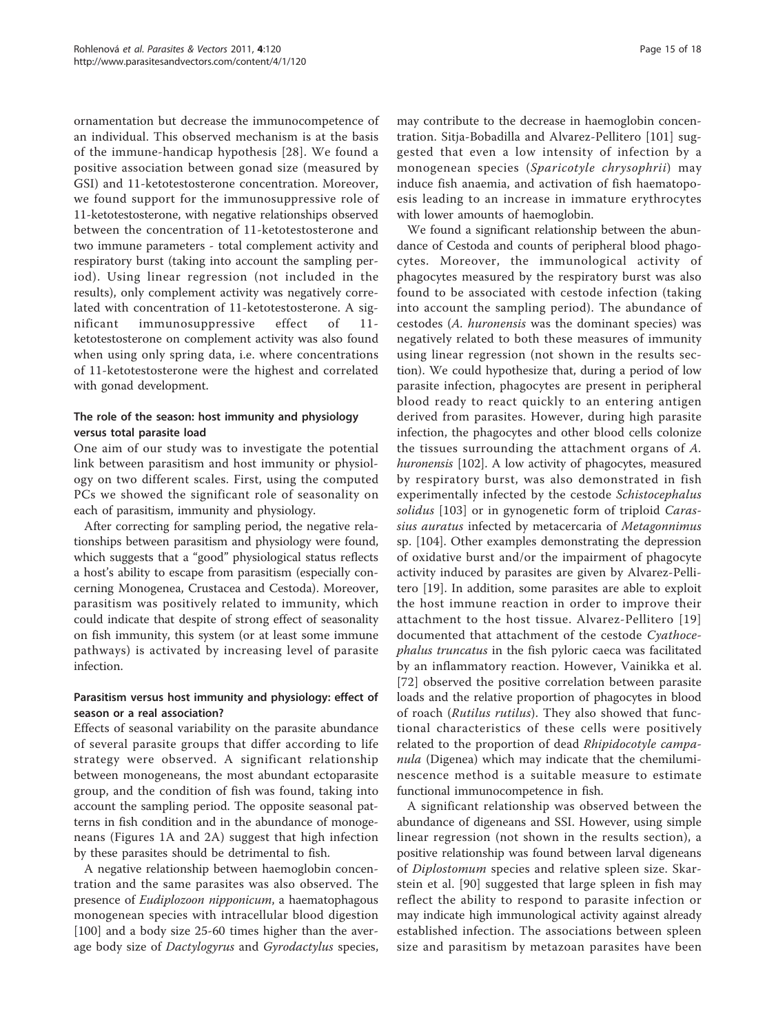ornamentation but decrease the immunocompetence of an individual. This observed mechanism is at the basis of the immune-handicap hypothesis [28]. We found a positive association between gonad size (measured by GSI) and 11-ketotestosterone concentration. Moreover, we found support for the immunosuppressive role of 11-ketotestosterone, with negative relationships observed between the concentration of 11-ketotestosterone and two immune parameters - total complement activity and respiratory burst (taking into account the sampling period). Using linear regression (not included in the results), only complement activity was negatively correlated with concentration of 11-ketotestosterone. A significant immunosuppressive effect of 11-ketotestosterone on complement activity was also found when using only spring data, i.e. where concentrations of 11-ketotestosterone were the highest and correlated with gonad development.

### The role of the season: host immunity and physiology versus total parasite load

One aim of our study was to investigate the potential link between parasitism and host immunity or physiology on two different scales. First, using the computed PCs we showed the significant role of seasonality on each of parasitism, immunity and physiology.

After correcting for sampling period, the negative relationships between parasitism and physiology were found, which suggests that a "good" physiological status reflects a host's ability to escape from parasitism (especially concerning Monogenea, Crustacea and Cestoda). Moreover, parasitism was positively related to immunity, which could indicate that despite of strong effect of seasonality on fish immunity, this system (or at least some immune pathways) is activated by increasing level of parasite infection.

### Parasitism versus host immunity and physiology: effect of season or a real association?

Effects of seasonal variability on the parasite abundance of several parasite groups that differ according to life strategy were observed. A significant relationship between monogeneans, the most abundant ectoparasite group, and the condition of fish was found, taking into account the sampling period. The opposite seasonal patterns in fish condition and in the abundance of monogeneans (Figures 1A and 2A) suggest that high infection by these parasites should be detrimental to fish.

A negative relationship between haemoglobin concentration and the same parasites was also observed. The presence of *Eudiplozoon nipponicum*, a haematophagous monogenean species with intracellular blood digestion [100] and a body size 25-60 times higher than the average body size of *Dactylogyrus* and *Gyrodactylus* species, may contribute to the decrease in haemoglobin concentration. Sitja-Bobadilla and Alvarez-Pellitero [101] suggested that even a low intensity of infection by a monogenean species (*Sparicotyle chrysophrii*) may induce fish anaemia, and activation of fish haematopoesis leading to an increase in immature erythrocytes with lower amounts of haemoglobin.

We found a significant relationship between the abundance of Cestoda and counts of peripheral blood phagocytes. Moreover, the immunological activity of phagocytes measured by the respiratory burst was also found to be associated with cestode infection (taking into account the sampling period). The abundance of cestodes (*A. huronensis* was the dominant species) was negatively related to both these measures of immunity using linear regression (not shown in the results section). We could hypothesize that, during a period of low parasite infection, phagocytes are present in peripheral blood ready to react quickly to an entering antigen derived from parasites. However, during high parasite infection, the phagocytes and other blood cells colonize the tissues surrounding the attachment organs of *A. huronensis* [102]. A low activity of phagocytes, measured by respiratory burst, was also demonstrated in fish experimentally infected by the cestode *Schistocephalus solidus* [103] or in gynogenetic form of triploid *Carassius auratus* infected by metacercaria of *Metagonnimus* sp. [104]. Other examples demonstrating the depression of oxidative burst and/or the impairment of phagocyte activity induced by parasites are given by Alvarez-Pellitero [19]. In addition, some parasites are able to exploit the host immune reaction in order to improve their attachment to the host tissue. Alvarez-Pellitero [19] documented that attachment of the cestode *Cyathocephalus truncatus* in the fish pyloric caeca was facilitated by an inflammatory reaction. However, Vainikka et al. [72] observed the positive correlation between parasite loads and the relative proportion of phagocytes in blood of roach (*Rutilus rutilus*). They also showed that functional characteristics of these cells were positively related to the proportion of dead *Rhipidocotyle campanula* (Digenea) which may indicate that the chemiluminescence method is a suitable measure to estimate functional immunocompetence in fish.

A significant relationship was observed between the abundance of digeneans and SSI. However, using simple linear regression (not shown in the results section), a positive relationship was found between larval digeneans of *Diplostomum* species and relative spleen size. Skarstein et al. [90] suggested that large spleen in fish may reflect the ability to respond to parasite infection or may indicate high immunological activity against already established infection. The associations between spleen size and parasitism by metazoan parasites have been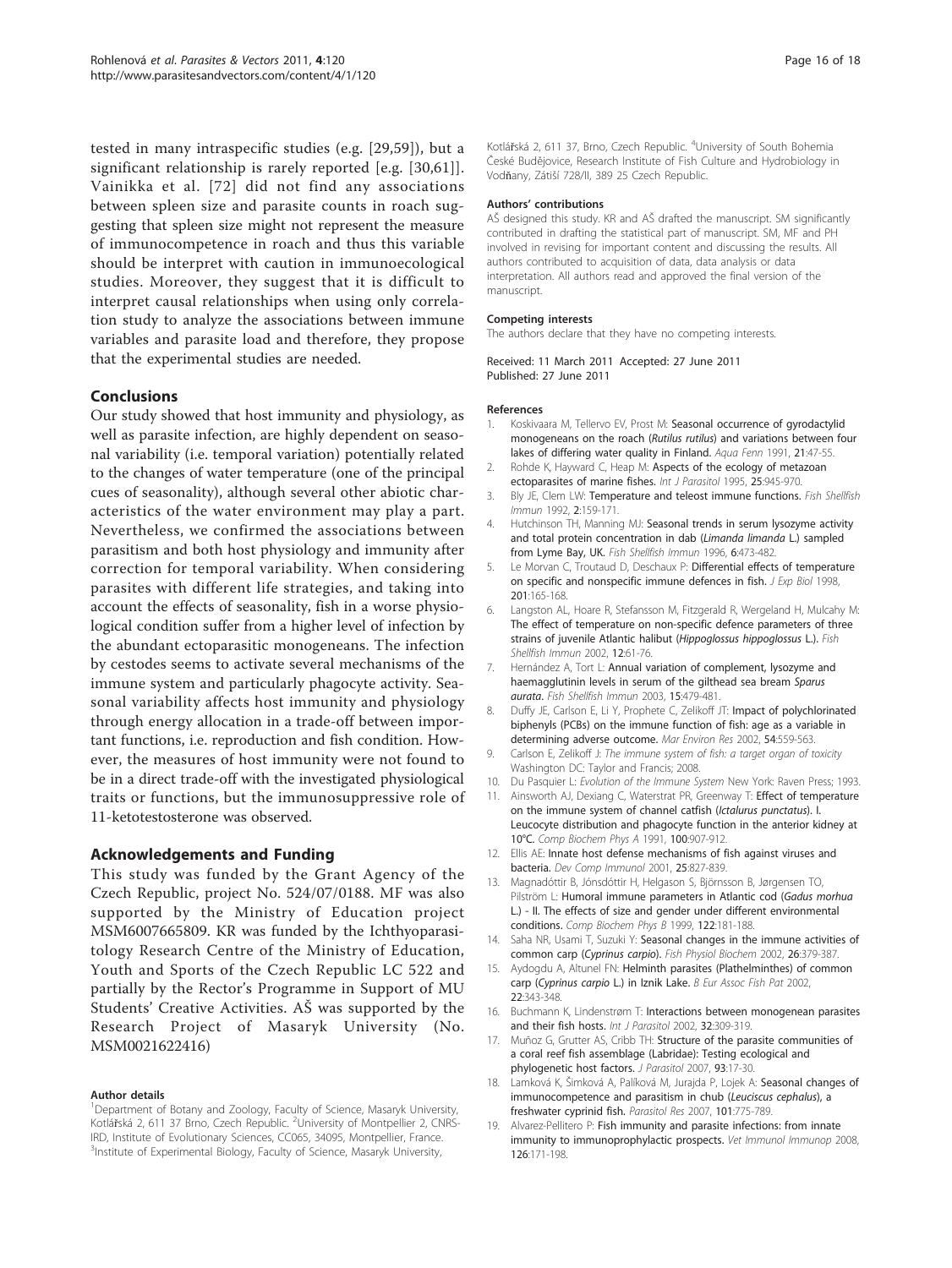tested in many intraspecific studies (e.g. [29,59]), but a significant relationship is rarely reported [e.g. [30,61]]. Vainikka et al. [72] did not find any associations between spleen size and parasite counts in roach suggesting that spleen size might not represent the measure of immunocompetence in roach and thus this variable should be interpret with caution in immunoecological studies. Moreover, they suggest that it is difficult to interpret causal relationships when using only correlation study to analyze the associations between immune variables and parasite load and therefore, they propose that the experimental studies are needed.

## Conclusions

Our study showed that host immunity and physiology, as well as parasite infection, are highly dependent on seasonal variability (i.e. temporal variation) potentially related to the changes of water temperature (one of the principal cues of seasonality), although several other abiotic characteristics of the water environment may play a part. Nevertheless, we confirmed the associations between parasitism and both host physiology and immunity after correction for temporal variability. When considering parasites with different life strategies, and taking into account the effects of seasonality, fish in a worse physiological condition suffer from a higher level of infection by the abundant ectoparasitic monogeneans. The infection by cestodes seems to activate several mechanisms of the immune system and particularly phagocyte activity. Seasonal variability affects host immunity and physiology through energy allocation in a trade-off between important functions, i.e. reproduction and fish condition. However, the measures of host immunity were not found to be in a direct trade-off with the investigated physiological traits or functions, but the immunosuppressive role of 11-ketotestosterone was observed.

## Acknowledgements and Funding

This study was funded by the Grant Agency of the Czech Republic, project No. 524/07/0188. MF was also supported by the Ministry of Education project MSM6007665809. KR was funded by the Ichthyoparasitology Research Centre of the Ministry of Education, Youth and Sports of the Czech Republic LC 522 and partially by the Rector's Programme in Support of MU Students' Creative Activities. AŠ was supported by the Research Project of Masaryk University (No. MSM0021622416)

#### Author details

[1]Department of Botany and Zoology, Faculty of Science, Masaryk University, Kotlářská 2, 611 37 Brno, Czech Republic. [2]University of Montpellier 2, CNRS-IRD, Institute of Evolutionary Sciences, CC065, 34095, Montpellier, France. [3]Institute of Experimental Biology, Faculty of Science, Masaryk University, Kotlářská 2, 611 37, Brno, Czech Republic. [4]University of South Bohemia České Budějovice, Research Institute of Fish Culture and Hydrobiology in Vodňany, Zátiší 728/II, 389 25 Czech Republic.

#### Authors' contributions

AŠ designed this study. KR and AŠ drafted the manuscript. SM significantly contributed in drafting the statistical part of manuscript. SM, MF and PH involved in revising for important content and discussing the results. All authors contributed to acquisition of data, data analysis or data interpretation. All authors read and approved the final version of the manuscript.

#### Competing interests

The authors declare that they have no competing interests.

Received: 11 March 2011 Accepted: 27 June 2011
Published: 27 June 2011

#### References

1. Koskivaara M, Tellervo EV, Prost M: **Seasonal occurrence of gyrodactylid monogeneans on the roach (*Rutilus rutilus*) and variations between four lakes of differing water quality in Finland.** *Aqua Fenn* 1991, **21**:47-55.
2. Rohde K, Hayward C, Heap M: **Aspects of the ecology of metazoan ectoparasites of marine fishes.** *Int J Parasitol* 1995, **25**:945-970.
3. Bly JE, Clem LW: **Temperature and teleost immune functions.** *Fish Shellfish Immun* 1992, **2**:159-171.
4. Hutchinson TH, Manning MJ: **Seasonal trends in serum lysozyme activity and total protein concentration in dab (*Limanda limanda* L.) sampled from Lyme Bay, UK.** *Fish Shellfish Immun* 1996, **6**:473-482.
5. Le Morvan C, Troutaud D, Deschaux P: **Differential effects of temperature on specific and nonspecific immune defences in fish.** *J Exp Biol* 1998, **201**:165-168.
6. Langston AL, Hoare R, Stefansson M, Fitzgerald R, Wergeland H, Mulcahy M: **The effect of temperature on non-specific defence parameters of three strains of juvenile Atlantic halibut (*Hippoglossus hippoglossus* L.).** *Fish Shellfish Immun* 2002, **12**:61-76.
7. Hernández A, Tort L: **Annual variation of complement, lysozyme and haemagglutinin levels in serum of the gilthead sea bream *Sparus aurata*.** *Fish Shellfish Immun* 2003, **15**:479-481.
8. Duffy JE, Carlson E, Li Y, Prophete C, Zelikoff JT: **Impact of polychlorinated biphenyls (PCBs) on the immune function of fish: age as a variable in determining adverse outcome.** *Mar Environ Res* 2002, **54**:559-563.
9. Carlson E, Zelikoff J: *The immune system of fish: a target organ of toxicity* Washington DC: Taylor and Francis; 2008.
10. Du Pasquier L: *Evolution of the Immune System* New York: Raven Press; 1993.
11. Ainsworth AJ, Dexiang C, Waterstrat PR, Greenway T: **Effect of temperature on the immune system of channel catfish (*Ictalurus punctatus*). I. Leucocyte distribution and phagocyte function in the anterior kidney at 10°C.** *Comp Biochem Phys A* 1991, **100**:907-912.
12. Ellis AE: **Innate host defense mechanisms of fish against viruses and bacteria.** *Dev Comp Immunol* 2001, **25**:827-839.
13. Magnadóttir B, Jónsdóttir H, Helgason S, Björnsson B, Jørgensen TO, Pilström L: **Humoral immune parameters in Atlantic cod (*Gadus morhua* L.) - II. The effects of size and gender under different environmental conditions.** *Comp Biochem Phys B* 1999, **122**:181-188.
14. Saha NR, Usami T, Suzuki Y: **Seasonal changes in the immune activities of common carp (*Cyprinus carpio*).** *Fish Physiol Biochem* 2002, **26**:379-387.
15. Aydogdu A, Altunel FN: **Helminth parasites (Plathelminthes) of common carp (*Cyprinus carpio* L.) in Iznik Lake.** *B Eur Assoc Fish Pat* 2002, **22**:343-348.
16. Buchmann K, Lindenstrøm T: **Interactions between monogenean parasites and their fish hosts.** *Int J Parasitol* 2002, **32**:309-319.
17. Muñoz G, Grutter AS, Cribb TH: **Structure of the parasite communities of a coral reef fish assemblage (Labridae): Testing ecological and phylogenetic host factors.** *J Parasitol* 2007, **93**:17-30.
18. Lamková K, Šimková A, Palíková M, Jurajda P, Lojek A: **Seasonal changes of immunocompetence and parasitism in chub (*Leuciscus cephalus*), a freshwater cyprinid fish.** *Parasitol Res* 2007, **101**:775-789.
19. Alvarez-Pellitero P: **Fish immunity and parasite infections: from innate immunity to immunoprophylactic prospects.** *Vet Immunol Immunop* 2008, **126**:171-198.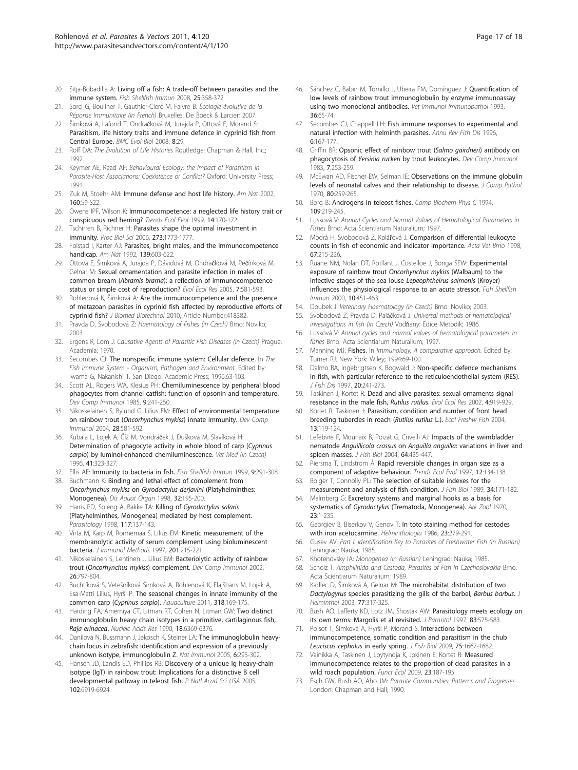20. Sitja-Bobadilla A: Living off a fish: A trade-off between parasites and the immune system. *Fish Shellfish Immun* 2008, **25**:358-372.
21. Sorci G, Bouliner T, Gauthier-Clerc M, Faivre B: *Écologie évolutive de la Réponse Immunitaire (in French)* Bruxelles: De Boeck & Larcier; 2007.
22. Šimková A, Lafond T, Ondračková M, Jurajda P, Ottová E, Morand S: Parasitism, life history traits and immune defence in cyprinid fish from Central Europe. *BMC Evol Biol* 2008, **8**:29.
23. Roff DA: *The Evolution of Life Histories* Routledge: Chapman & Hall, Inc.; 1992.
24. Keymer AE, Read AF: *Behavioural Ecology: the Impact of Parasitism in Parasite-Host Associations: Coexistence or Conflict?* Oxford: University Press; 1991.
25. Zuk M, Stoehr AM: Immune defense and host life history. *Am Nat* 2002, **160**:S9-S22.
26. Owens IPF, Wilson K: Immunocompetence: a neglected life history trait or conspicuous red herring? *Trends Ecol Evol* 1999, **14**:170-172.
27. Tschirren B, Richner H: Parasites shape the optimal investment in immunity. *Proc Biol Sci* 2006, **273**:1773-1777.
28. Folstad I, Karter AJ: Parasites, bright males, and the immunocompetence handicap. *Am Nat* 1992, **139**:603-622.
29. Ottová E, Šimková A, Jurajda P, Dávidová M, Ondračková M, Pečínková M, Gelnar M: Sexual ornamentation and parasite infection in males of common bream (*Abramis brama*): a reflection of immunocompetence status or simple cost of reproduction? *Evol Ecol Res* 2005, **7**:581-593.
30. Rohlenová K, Šimková A: Are the immunocompetence and the presence of metazoan parasites in cyprinid fish affected by reproductive efforts of cyprinid fish? *J Biomed Biotechnol* 2010, Article Number:418382.
31. Pravda D, Svobodová Z: *Haematology of Fishes (in Czech)* Brno: Noviko; 2003.
32. Ergens R, Lom J: *Causative Agents of Parasitic Fish Diseases (in Czech)* Prague: Academia; 1970.
33. Secombes CJ: The nonspecific immune system: Cellular defence. In *The Fish Immune System - Organism, Pathogen and Environment.* Edited by: Iwama G, Nakanishi T. San Diego: Academic Press; 1996:63-103.
34. Scott AL, Rogers WA, Klesius PH: Chemiluminescence by peripheral blood phagocytes from channel catfish: function of opsonin and temperature. *Dev Comp Immunol* 1985, **9**:241-250.
35. Nikoskelainen S, Bylund G, Lilius EM: Effect of environmental temperature on rainbow trout (*Oncorhynchus mykiss*) innate immunity. *Dev Comp Immunol* 2004, **28**:581-592.
36. Kubala L, Lojek A, Číž M, Vondráček J, Dušková M, Slavíková H: Determination of phagocyte activity in whole blood of carp (*Cyprinus carpio*) by luminol-enhanced chemiluminescence. *Vet Med (in Czech)* 1996, **41**:323-327.
37. Ellis AE: Immunity to bacteria in fish. *Fish Shellfish Immun* 1999, **9**:291-308.
38. Buchmann K: Binding and lethal effect of complement from *Oncorhynchus mykiss* on *Gyrodactylus derjavini* (Platyhelminthes: Monogenea). *Dis Aquat Organ* 1998, **32**:195-200.
39. Harris PD, Soleng A, Bakke TA: Killing of *Gyrodactylus salaris* (Platyhelminthes, Monogenea) mediated by host complement. *Parasitology* 1998, **117**:137-143.
40. Virta M, Karp M, Rönnemaa S, Lilius EM: Kinetic measurement of the membranolytic activity of serum complement using bioluminescent bacteria. *J Immunol Methods* 1997, **201**:215-221.
41. Nikoskelainen S, Lehtinen J, Lilius EM: Bacteriolytic activity of rainbow trout (*Oncorhynchus mykiss*) complement. *Dev Comp Immunol* 2002, **26**:797-804.
42. Buchtíková S, Vetešníková Šimková A, Rohlenová K, Flajšhans M, Lojek A, Esa-Matti Lilius, Hyršl P: The seasonal changes in innate immunity of the common carp (*Cyprinus carpio*). *Aquaculture* 2011, **318**:169-175.
43. Harding FA, Amemiya CT, Litman RT, Cohen N, Litman GW: Two distinct immunoglobulin heavy chain isotypes in a primitive, cartilaginous fish, *Raja erinacea*. *Nucleic Acids Res* 1990, **18**:6369-6376.
44. Danilová N, Bussmann J, Jekosch K, Steiner LA: The immunoglobulin heavy-chain locus in zebrafish: identification and expression of a previously unknown isotype, immunoglobulin Z. *Nat Immunol* 2005, **6**:295-302.
45. Hansen JD, Landis ED, Phillips RB: Discovery of a unique Ig heavy-chain isotype (IgT) in rainbow trout: Implications for a distinctive B cell developmental pathway in teleost fish. *P Natl Acad Sci USA* 2005, **102**:6919-6924.
46. Sánchez C, Babin M, Tomillo J, Ubeira FM, Domínguez J: Quantification of low levels of rainbow trout immunoglobulin by enzyme immunoassay using two monoclonal antibodies. *Vet Immunol Immunopathol* 1993, **36**:65-74.
47. Secombes CJ, Chappell LH: Fish immune responses to experimental and natural infection with helminth parasites. *Annu Rev Fish Dis* 1996, **6**:167-177.
48. Griffin BR: Opsonic effect of rainbow trout (*Salmo gairdneri*) antibody on phagocytosis of *Yersinia ruckeri* by trout leukocytes. *Dev Comp Immunol* 1983, **7**:253-259.
49. McEwan AD, Fischer EW, Selman IE: Observations on the immune globulin levels of neonatal calves and their relationship to disease. *J Comp Pathol* 1970, **80**:259-265.
50. Borg B: Androgens in teleost fishes. *Comp Biochem Phys C* 1994, **109**:219-245.
51. Lusková V: *Annual Cycles and Normal Values of Hematological Parameters in Fishes* Brno: Acta Scientiarum Naturalium; 1997.
52. Modrá H, Svobodová Z, Kolářová J: Comparison of differential leukocyte counts in fish of economic and indicator importance. *Acta Vet Brno* 1998, **67**:215-226.
53. Ruane NM, Nolan DT, Rotllant J, Costelloe J, Bonga SEW: Experimental exposure of rainbow trout *Oncorhynchus mykiss* (Walbaum) to the infective stages of the sea louse *Lepeophtheirus salmonis* (Kroyer) influences the physiological response to an acute stressor. *Fish Shellfish Immun* 2000, **10**:451-463.
54. Doubek J: *Veterinary Haematology (in Czech)* Brno: Noviko; 2003.
55. Svobodová Z, Pravda D, Paláčková J: *Universal methods of hematological investigations in fish (in Czech)* Vodňany: Edice Metodik; 1986.
56. Lusková V: *Annual cycles and normal values of hematological parameters in fishes* Brno: Acta Scientiarum Naturalium; 1997.
57. Manning MJ: Fishes. In *Immunology, A comparative approach.* Edited by: Turner RJ. New York: Wiley; 1994:69-100.
58. Dalmo RA, Ingebrigtsen K, Bogwald J: Non-specific defence mechanisms in fish, with particular reference to the reticuloendothelial system (RES). *J Fish Dis* 1997, **20**:241-273.
59. Taskinen J, Kortet R: Dead and alive parasites: sexual ornaments signal resistance in the male fish, *Rutilus rutilus*. *Evol Ecol Res* 2002, **4**:919-929.
60. Kortet R, Taskinen J: Parasitism, condition and number of front head breeding tubercles in roach (*Rutilus rutilus* L.). *Ecol Freshw Fish* 2004, **13**:119-124.
61. Lefebvre F, Mounaix B, Poizat G, Crivelli AJ: Impacts of the swimbladder nematode *Anguillicola crassus* on *Anguilla anguilla*: variations in liver and spleen masses. *J Fish Biol* 2004, **64**:435-447.
62. Piersma T, Lindström Å: Rapid reversible changes in organ size as a component of adaptive behaviour. *Trends Ecol Evol* 1997, **12**:134-138.
63. Bolger T, Connolly PL: The selection of suitable indexes for the measurement and analysis of fish condition. *J Fish Biol* 1989, **34**:171-182.
64. Malmberg G: Excretory systems and marginal hooks as a basis for systematics of *Gyrodactylus* (Trematoda, Monogenea). *Ark Zool* 1970, **23**:1-235.
65. Georgiev B, Biserkov V, Genov T: In toto staining method for cestodes with iron acetocarmine. *Helminthologia* 1986, **23**:279-291.
66. Gusev AV: *Part I. Identification Key to Parasites of Freshwater Fish (in Russian)* Leningrad: Nauka; 1985.
67. Khotenovsky IA: *Monogenea (in Russian)* Leningrad: Nauka; 1985.
68. Scholz T: *Amphilinida and Cestoda, Parasites of Fish in Czechoslovakia* Brno: Acta Scientiarum Naturalium; 1989.
69. Kadlec D, Šimková A, Gelnar M: The microhabitat distribution of two *Dactylogyrus* species parasitizing the gills of the barbel, *Barbus barbus*. *J Helminthol* 2003, **77**:317-325.
70. Bush AO, Lafferty KD, Lotz JM, Shostak AW: Parasitology meets ecology on its own terms: Margolis et al revisited. *J Parasitol* 1997, **83**:575-583.
71. Poisot T, Šimková A, Hyršl P, Morand S: Interactions between immunocompetence, somatic condition and parasitism in the chub *Leuciscus cephalus* in early spring. *J Fish Biol* 2009, **75**:1667-1682.
72. Vainikka A, Taskinen J, Loytynoja K, Jokinen E, Kortet R: Measured immunocompetence relates to the proportion of dead parasites in a wild roach population. *Funct Ecol* 2009, **23**:187-195.
73. Esch GW, Bush AO, Aho JM: *Parasite Communities: Patterns and Progresses* London: Chapman and Hall; 1990.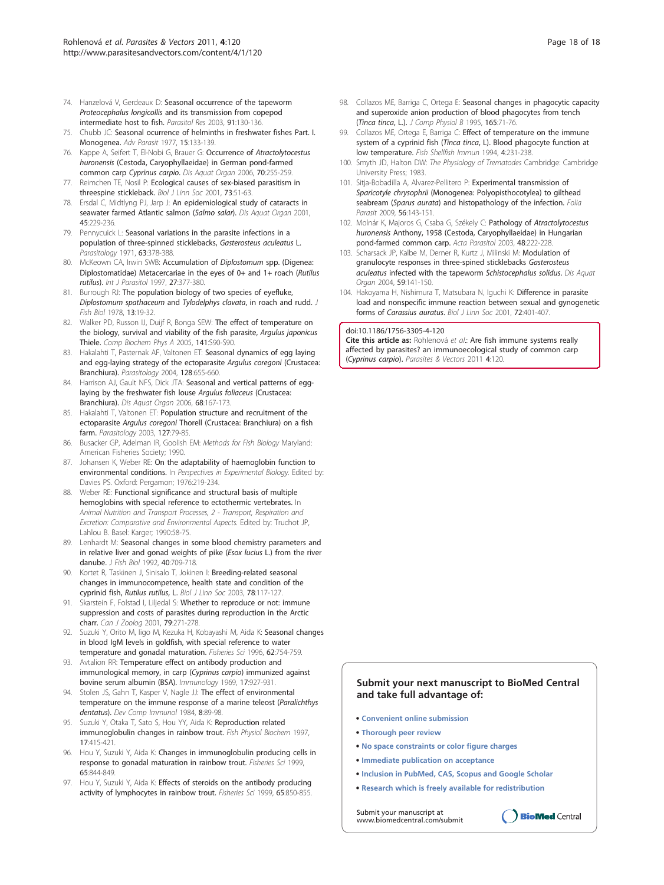74. Hanzelová V, Gerdeaux D: **Seasonal occurrence of the tapeworm *Proteocephalus longicollis* and its transmission from copepod intermediate host to fish.** *Parasitol Res* 2003, **91**:130-136.
75. Chubb JC: **Seasonal ocurrence of helminths in freshwater fishes Part. I. Monogenea.** *Adv Parasit* 1977, **15**:133-139.
76. Kappe A, Seifert T, El-Nobi G, Brauer G: **Occurrence of *Atractolytocestus huronensis* (Cestoda, Caryophyllaeidae) in German pond-farmed common carp *Cyprinus carpio*.** *Dis Aquat Organ* 2006, **70**:255-259.
77. Reimchen TE, Nosil P: **Ecological causes of sex-biased parasitism in threespine stickleback.** *Biol J Linn Soc* 2001, **73**:51-63.
78. Ersdal C, Midtlyng PJ, Jarp J: **An epidemiological study of cataracts in seawater farmed Atlantic salmon (*Salmo salar*).** *Dis Aquat Organ* 2001, **45**:229-236.
79. Pennycuick L: **Seasonal variations in the parasite infections in a population of three-spinned sticklebacks, *Gasterosteus aculeatus* L.** *Parasitology* 1971, **63**:378-388.
80. McKeown CA, Irwin SWB: **Accumulation of *Diplostomum* spp. (Digenea: Diplostomatidae) Metacercariae in the eyes of 0+ and 1+ roach (*Rutilus rutilus*).** *Int J Parasitol* 1997, **27**:377-380.
81. Burrough RJ: **The population biology of two species of eyefluke, *Diplostomum spathaceum* and *Tylodelphys clavata*, in roach and rudd.** *J Fish Biol* 1978, **13**:19-32.
82. Walker PD, Russon IJ, Duijf R, Bonga SEW: **The effect of temperature on the biology, survival and viability of the fish parasite, *Argulus japonicus* Thiele.** *Comp Biochem Phys A* 2005, **141**:S90-S90.
83. Hakalahti T, Pasternak AF, Valtonen ET: **Seasonal dynamics of egg laying and egg-laying strategy of the ectoparasite *Argulus coregoni* (Crustacea: Branchiura).** *Parasitology* 2004, **128**:655-660.
84. Harrison AJ, Gault NFS, Dick JTA: **Seasonal and vertical patterns of egg-laying by the freshwater fish louse *Argulus foliaceus* (Crustacea: Branchiura).** *Dis Aquat Organ* 2006, **68**:167-173.
85. Hakalahti T, Valtonen ET: **Population structure and recruitment of the ectoparasite *Argulus coregoni* Thorell (Crustacea: Branchiura) on a fish farm.** *Parasitology* 2003, **127**:79-85.
86. Busacker GP, Adelman IR, Goolish EM: *Methods for Fish Biology* Maryland: American Fisheries Society; 1990.
87. Johansen K, Weber RE: **On the adaptability of haemoglobin function to environmental conditions.** In *Perspectives in Experimental Biology.* Edited by: Davies PS. Oxford: Pergamon; 1976:219-234.
88. Weber RE: **Functional significance and structural basis of multiple hemoglobins with special reference to ectothermic vertebrates.** In *Animal Nutrition and Transport Processes, 2 - Transport, Respiration and Excretion: Comparative and Environmental Aspects.* Edited by: Truchot JP, Lahlou B. Basel: Karger; 1990:58-75.
89. Lenhardt M: **Seasonal changes in some blood chemistry parameters and in relative liver and gonad weights of pike (*Esox lucius* L.) from the river danube.** *J Fish Biol* 1992, **40**:709-718.
90. Kortet R, Taskinen J, Sinisalo T, Jokinen I: **Breeding-related seasonal changes in immunocompetence, health state and condition of the cyprinid fish, *Rutilus rutilus*, L.** *Biol J Linn Soc* 2003, **78**:117-127.
91. Skarstein F, Folstad I, Liljedal S: **Whether to reproduce or not: immune suppression and costs of parasites during reproduction in the Arctic charr.** *Can J Zoolog* 2001, **79**:271-278.
92. Suzuki Y, Orito M, Iigo M, Kezuka H, Kobayashi M, Aida K: **Seasonal changes in blood IgM levels in goldfish, with special reference to water temperature and gonadal maturation.** *Fisheries Sci* 1996, **62**:754-759.
93. Avtalion RR: **Temperature effect on antibody production and immunological memory, in carp (*Cyprinus carpio*) immunized against bovine serum albumin (BSA).** *Immunology* 1969, **17**:927-931.
94. Stolen JS, Gahn T, Kasper V, Nagle JJ: **The effect of environmental temperature on the immune response of a marine teleost (*Paralichthys dentatus*).** *Dev Comp Immunol* 1984, **8**:89-98.
95. Suzuki Y, Otaka T, Sato S, Hou YY, Aida K: **Reproduction related immunoglobulin changes in rainbow trout.** *Fish Physiol Biochem* 1997, **17**:415-421.
96. Hou Y, Suzuki Y, Aida K: **Changes in immunoglobulin producing cells in response to gonadal maturation in rainbow trout.** *Fisheries Sci* 1999, **65**:844-849.
97. Hou Y, Suzuki Y, Aida K: **Effects of steroids on the antibody producing activity of lymphocytes in rainbow trout.** *Fisheries Sci* 1999, **65**:850-855.
98. Collazos ME, Barriga C, Ortega E: **Seasonal changes in phagocytic capacity and superoxide anion production of blood phagocytes from tench (*Tinca tinca*, L.).** *J Comp Physiol B* 1995, **165**:71-76.
99. Collazos ME, Ortega E, Barriga C: **Effect of temperature on the immune system of a cyprinid fish (*Tinca tinca*, L). Blood phagocyte function at low temperature.** *Fish Shellfish Immun* 1994, **4**:231-238.
100. Smyth JD, Halton DW: *The Physiology of Trematodes* Cambridge: Cambridge University Press; 1983.
101. Sitja-Bobadilla A, Alvarez-Pellitero P: **Experimental transmission of *Sparicotyle chrysophrii* (Monogenea: Polyopisthocotylea) to gilthead seabream (*Sparus aurata*) and histopathology of the infection.** *Folia Parasit* 2009, **56**:143-151.
102. Molnár K, Majoros G, Csaba G, Székely C: **Pathology of *Atractolytocestus huronensis* Anthony, 1958 (Cestoda, Caryophyllaeidae) in Hungarian pond-farmed common carp.** *Acta Parasitol* 2003, **48**:222-228.
103. Scharsack JP, Kalbe M, Derner R, Kurtz J, Milinski M: **Modulation of granulocyte responses in three-spined sticklebacks *Gasterosteus aculeatus* infected with the tapeworm *Schistocephalus solidus*.** *Dis Aquat Organ* 2004, **59**:141-150.
104. Hakoyama H, Nishimura T, Matsubara N, Iguchi K: **Difference in parasite load and nonspecific immune reaction between sexual and gynogenetic forms of *Carassius auratus*.** *Biol J Linn Soc* 2001, **72**:401-407.

doi:10.1186/1756-3305-4-120
**Cite this article as:** Rohlenová *et al.*: Are fish immune systems really affected by parasites? an immunoecological study of common carp (*Cyprinus carpio*). *Parasites & Vectors* 2011 **4**:120.

**Submit your next manuscript to BioMed Central and take full advantage of:**

- Convenient online submission
- Thorough peer review
- No space constraints or color figure charges
- Immediate publication on acceptance
- Inclusion in PubMed, CAS, Scopus and Google Scholar
- Research which is freely available for redistribution

Submit your manuscript at
www.biomedcentral.com/submit

BioMed Central